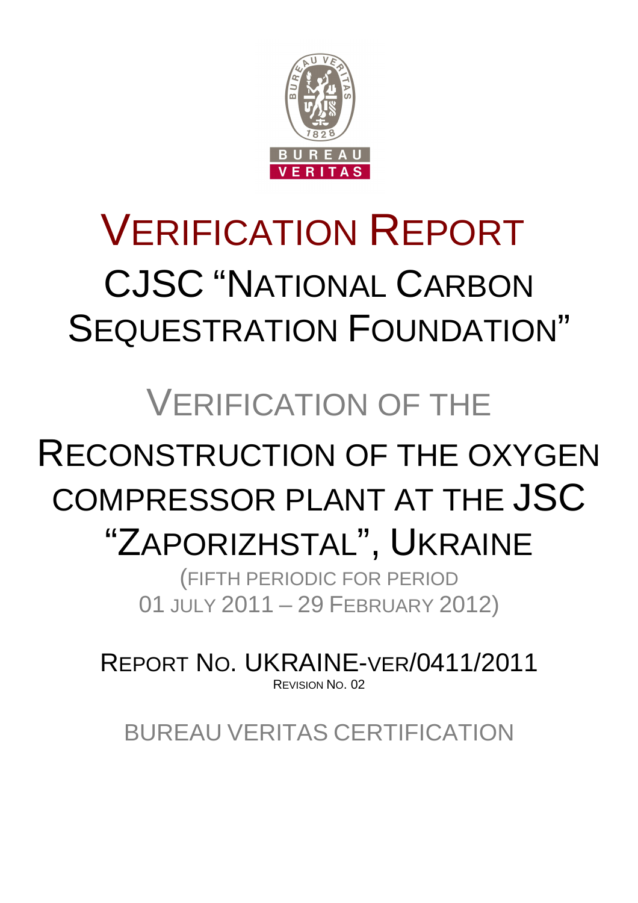BUREAU VERITAS

# VERIFICATION REPORT

## CJSC "NATIONAL CARBON SEQUESTRATION FOUNDATION"

## VERIFICATION OF THE

# RECONSTRUCTION OF THE OXYGEN COMPRESSOR PLANT AT THE JSC "ZAPORIZHSTAL", UKRAINE

(FIFTH PERIODIC FOR PERIOD 01 JULY 2011 – 29 FEBRUARY 2012)

REPORT NO. UKRAINE-VER/0411/2011

REVISION NO. 02

BUREAU VERITAS CERTIFICATION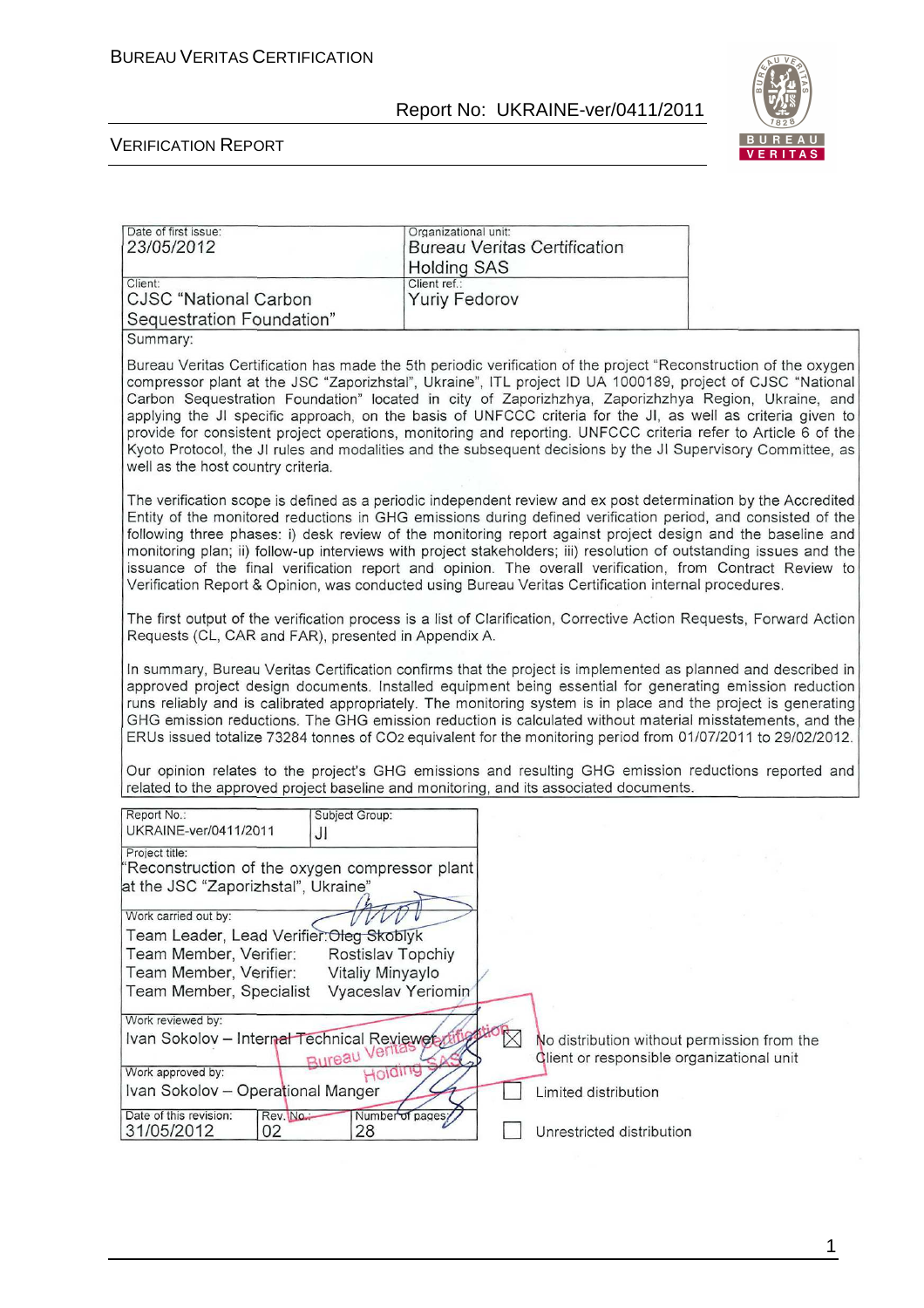| Date of first issue: 23/05/2012 | Organizational unit: Bureau Veritas Certification Holding SAS |
|---|---|
| Client: CJSC "National Carbon Sequestration Foundation" | Client ref.: Yuriy Fedorov |

Summary:

Bureau Veritas Certification has made the 5th periodic verification of the project "Reconstruction of the oxygen compressor plant at the JSC "Zaporizhstal", Ukraine", ITL project ID UA 1000189, project of CJSC "National Carbon Sequestration Foundation" located in city of Zaporizhzhya, Zaporizhzhya Region, Ukraine, and applying the JI specific approach, on the basis of UNFCCC criteria for the JI, as well as criteria given to provide for consistent project operations, monitoring and reporting. UNFCCC criteria refer to Article 6 of the Kyoto Protocol, the JI rules and modalities and the subsequent decisions by the JI Supervisory Committee, as well as the host country criteria.

The verification scope is defined as a periodic independent review and ex post determination by the Accredited Entity of the monitored reductions in GHG emissions during defined verification period, and consisted of the following three phases: i) desk review of the monitoring report against project design and the baseline and monitoring plan; ii) follow-up interviews with project stakeholders; iii) resolution of outstanding issues and the issuance of the final verification report and opinion. The overall verification, from Contract Review to Verification Report & Opinion, was conducted using Bureau Veritas Certification internal procedures.

The first output of the verification process is a list of Clarification, Corrective Action Requests, Forward Action Requests (CL, CAR and FAR), presented in Appendix A.

In summary, Bureau Veritas Certification confirms that the project is implemented as planned and described in approved project design documents. Installed equipment being essential for generating emission reduction runs reliably and is calibrated appropriately. The monitoring system is in place and the project is generating GHG emission reductions. The GHG emission reduction is calculated without material misstatements, and the ERUs issued totalize 73284 tonnes of $CO_2$ equivalent for the monitoring period from 01/07/2011 to 29/02/2012.

Our opinion relates to the project's GHG emissions and resulting GHG emission reductions reported and related to the approved project baseline and monitoring, and its associated documents.

| Report No.: UKRAINE-ver/0411/2011 | Subject Group: JI | |
|---|---|---|
| Project title: "Reconstruction of the oxygen compressor plant at the JSC "Zaporizhstal", Ukraine" | | |
| Work carried out by: Team Leader, Lead Verifier: Oleg Skoblyk; Team Member, Verifier: Rostislav Topchiy; Team Member, Verifier: Vitaliy Minyaylo; Team Member, Specialist: Vyaceslav Yeriomin | | |
| Work reviewed by: Ivan Sokolov – Internal Technical Reviewer | | ☒ No distribution without permission from the Client or responsible organizational unit |
| Work approved by: Ivan Sokolov – Operational Manger | | ☐ Limited distribution |
| Date of this revision: 31/05/2012 | Rev. No.: 02 | Number of pages: 28 |

☐ Unrestricted distribution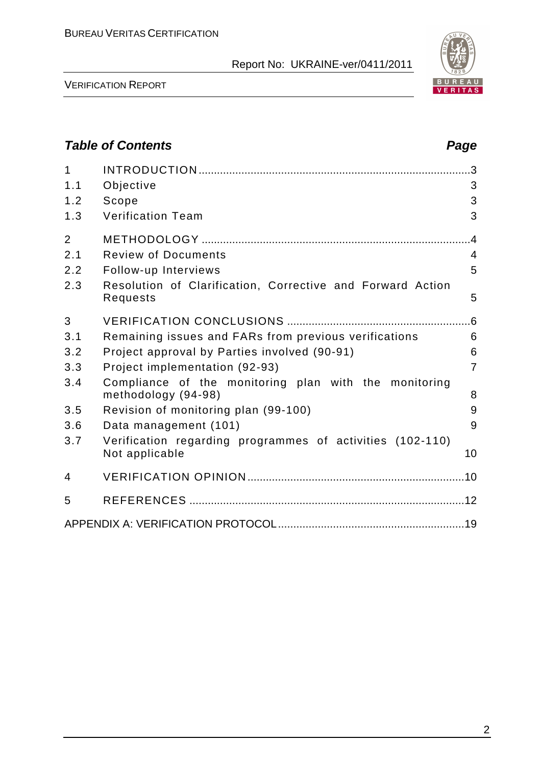## Table of Contents

| | | Page |
|---|---|---|
| 1 | INTRODUCTION | 3 |
| 1.1 | Objective | 3 |
| 1.2 | Scope | 3 |
| 1.3 | Verification Team | 3 |
| 2 | METHODOLOGY | 4 |
| 2.1 | Review of Documents | 4 |
| 2.2 | Follow-up Interviews | 5 |
| 2.3 | Resolution of Clarification, Corrective and Forward Action Requests | 5 |
| 3 | VERIFICATION CONCLUSIONS | 6 |
| 3.1 | Remaining issues and FARs from previous verifications | 6 |
| 3.2 | Project approval by Parties involved (90-91) | 6 |
| 3.3 | Project implementation (92-93) | 7 |
| 3.4 | Compliance of the monitoring plan with the monitoring methodology (94-98) | 8 |
| 3.5 | Revision of monitoring plan (99-100) | 9 |
| 3.6 | Data management (101) | 9 |
| 3.7 | Verification regarding programmes of activities (102-110) Not applicable | 10 |
| 4 | VERIFICATION OPINION | 10 |
| 5 | REFERENCES | 12 |
| | APPENDIX A: VERIFICATION PROTOCOL | 19 |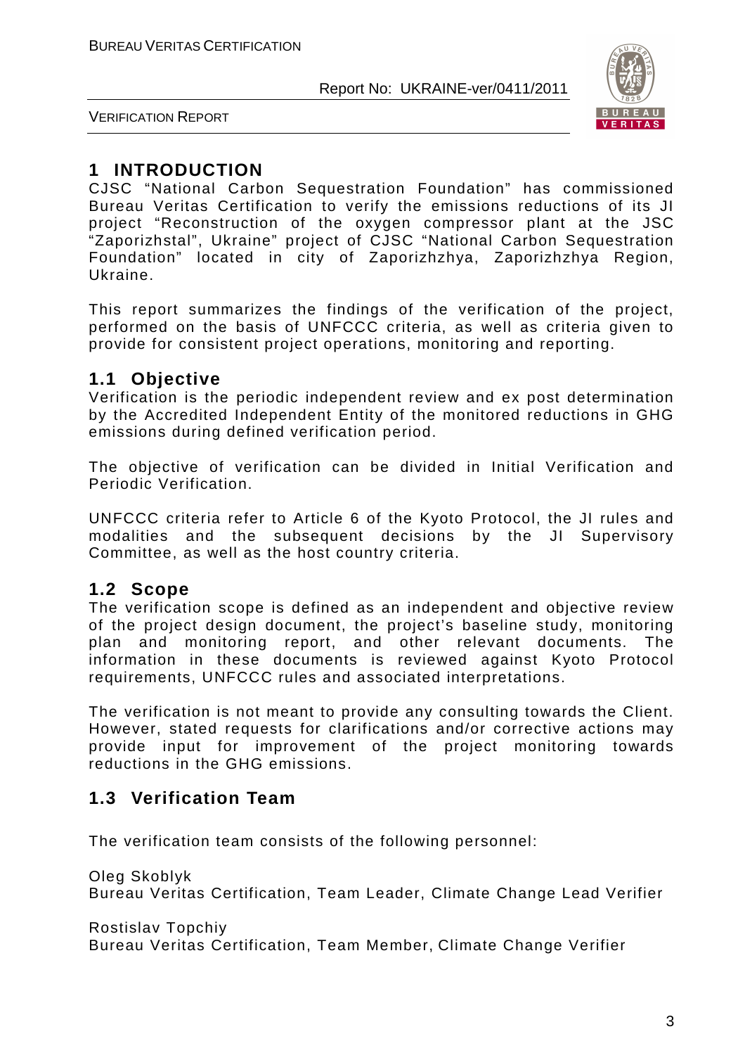# 1 INTRODUCTION

CJSC "National Carbon Sequestration Foundation" has commissioned Bureau Veritas Certification to verify the emissions reductions of its JI project "Reconstruction of the oxygen compressor plant at the JSC "Zaporizhstal", Ukraine" project of CJSC "National Carbon Sequestration Foundation" located in city of Zaporizhzhya, Zaporizhzhya Region, Ukraine.

This report summarizes the findings of the verification of the project, performed on the basis of UNFCCC criteria, as well as criteria given to provide for consistent project operations, monitoring and reporting.

## 1.1 Objective

Verification is the periodic independent review and ex post determination by the Accredited Independent Entity of the monitored reductions in GHG emissions during defined verification period.

The objective of verification can be divided in Initial Verification and Periodic Verification.

UNFCCC criteria refer to Article 6 of the Kyoto Protocol, the JI rules and modalities and the subsequent decisions by the JI Supervisory Committee, as well as the host country criteria.

## 1.2 Scope

The verification scope is defined as an independent and objective review of the project design document, the project's baseline study, monitoring plan and monitoring report, and other relevant documents. The information in these documents is reviewed against Kyoto Protocol requirements, UNFCCC rules and associated interpretations.

The verification is not meant to provide any consulting towards the Client. However, stated requests for clarifications and/or corrective actions may provide input for improvement of the project monitoring towards reductions in the GHG emissions.

## 1.3 Verification Team

The verification team consists of the following personnel:

Oleg Skoblyk
Bureau Veritas Certification, Team Leader, Climate Change Lead Verifier

Rostislav Topchiy
Bureau Veritas Certification, Team Member, Climate Change Verifier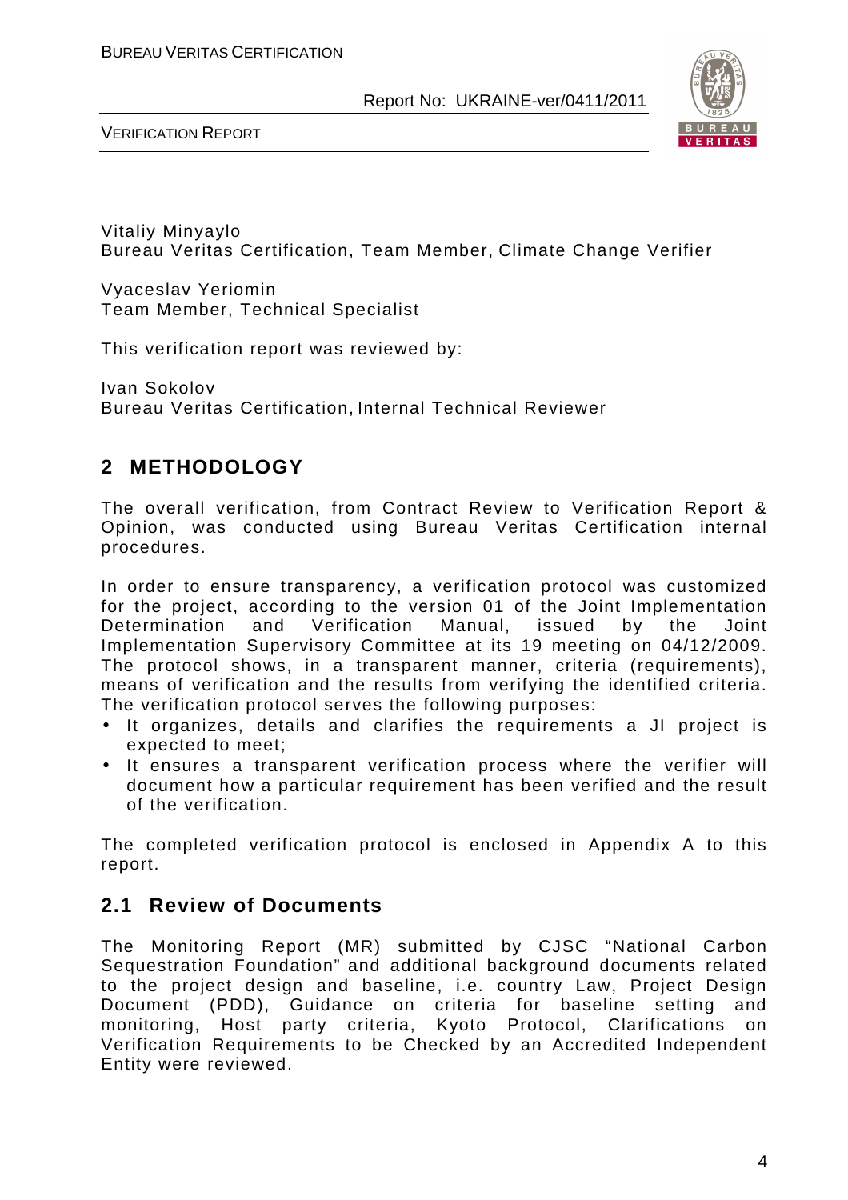Vitaliy Minyaylo
Bureau Veritas Certification, Team Member, Climate Change Verifier

Vyaceslav Yeriomin
Team Member, Technical Specialist

This verification report was reviewed by:

Ivan Sokolov
Bureau Veritas Certification, Internal Technical Reviewer

## 2 METHODOLOGY

The overall verification, from Contract Review to Verification Report & Opinion, was conducted using Bureau Veritas Certification internal procedures.

In order to ensure transparency, a verification protocol was customized for the project, according to the version 01 of the Joint Implementation Determination and Verification Manual, issued by the Joint Implementation Supervisory Committee at its 19 meeting on 04/12/2009. The protocol shows, in a transparent manner, criteria (requirements), means of verification and the results from verifying the identified criteria. The verification protocol serves the following purposes:

- It organizes, details and clarifies the requirements a JI project is expected to meet;
- It ensures a transparent verification process where the verifier will document how a particular requirement has been verified and the result of the verification.

The completed verification protocol is enclosed in Appendix A to this report.

### 2.1 Review of Documents

The Monitoring Report (MR) submitted by CJSC "National Carbon Sequestration Foundation" and additional background documents related to the project design and baseline, i.e. country Law, Project Design Document (PDD), Guidance on criteria for baseline setting and monitoring, Host party criteria, Kyoto Protocol, Clarifications on Verification Requirements to be Checked by an Accredited Independent Entity were reviewed.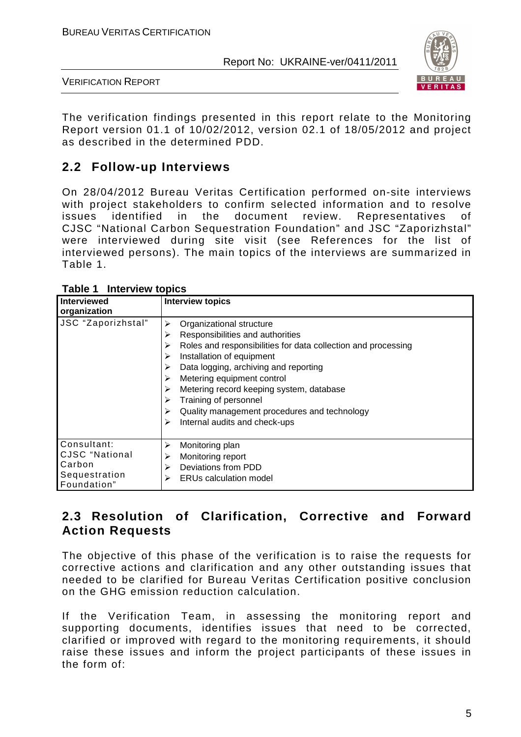The verification findings presented in this report relate to the Monitoring Report version 01.1 of 10/02/2012, version 02.1 of 18/05/2012 and project as described in the determined PDD.

## 2.2 Follow-up Interviews

On 28/04/2012 Bureau Veritas Certification performed on-site interviews with project stakeholders to confirm selected information and to resolve issues identified in the document review. Representatives of CJSC "National Carbon Sequestration Foundation" and JSC "Zaporizhstal" were interviewed during site visit (see References for the list of interviewed persons). The main topics of the interviews are summarized in Table 1.

**Table 1 Interview topics**

| Interviewed organization | Interview topics |
|---|---|
| JSC "Zaporizhstal" | ➢ Organizational structure<br>➢ Responsibilities and authorities<br>➢ Roles and responsibilities for data collection and processing<br>➢ Installation of equipment<br>➢ Data logging, archiving and reporting<br>➢ Metering equipment control<br>➢ Metering record keeping system, database<br>➢ Training of personnel<br>➢ Quality management procedures and technology<br>➢ Internal audits and check-ups |
| Consultant: CJSC "National Carbon Sequestration Foundation" | ➢ Monitoring plan<br>➢ Monitoring report<br>➢ Deviations from PDD<br>➢ ERUs calculation model |

## 2.3 Resolution of Clarification, Corrective and Forward Action Requests

The objective of this phase of the verification is to raise the requests for corrective actions and clarification and any other outstanding issues that needed to be clarified for Bureau Veritas Certification positive conclusion on the GHG emission reduction calculation.

If the Verification Team, in assessing the monitoring report and supporting documents, identifies issues that need to be corrected, clarified or improved with regard to the monitoring requirements, it should raise these issues and inform the project participants of these issues in the form of: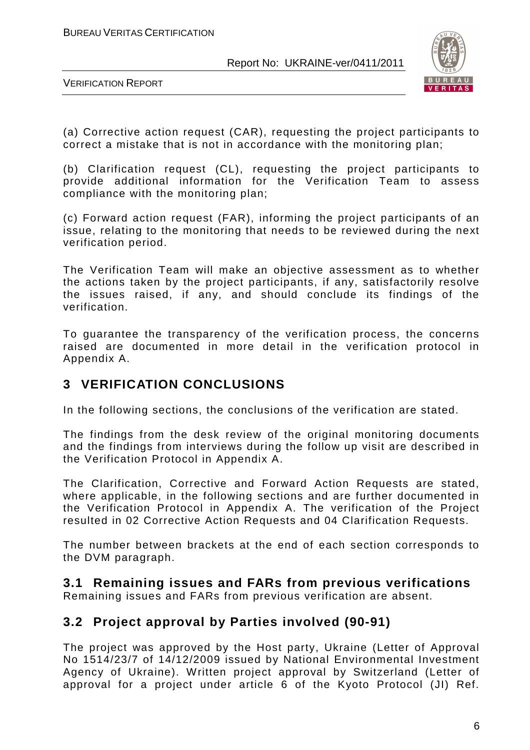(a) Corrective action request (CAR), requesting the project participants to correct a mistake that is not in accordance with the monitoring plan;

(b) Clarification request (CL), requesting the project participants to provide additional information for the Verification Team to assess compliance with the monitoring plan;

(c) Forward action request (FAR), informing the project participants of an issue, relating to the monitoring that needs to be reviewed during the next verification period.

The Verification Team will make an objective assessment as to whether the actions taken by the project participants, if any, satisfactorily resolve the issues raised, if any, and should conclude its findings of the verification.

To guarantee the transparency of the verification process, the concerns raised are documented in more detail in the verification protocol in Appendix A.

## 3 VERIFICATION CONCLUSIONS

In the following sections, the conclusions of the verification are stated.

The findings from the desk review of the original monitoring documents and the findings from interviews during the follow up visit are described in the Verification Protocol in Appendix A.

The Clarification, Corrective and Forward Action Requests are stated, where applicable, in the following sections and are further documented in the Verification Protocol in Appendix A. The verification of the Project resulted in 02 Corrective Action Requests and 04 Clarification Requests.

The number between brackets at the end of each section corresponds to the DVM paragraph.

### 3.1 Remaining issues and FARs from previous verifications

Remaining issues and FARs from previous verification are absent.

### 3.2 Project approval by Parties involved (90-91)

The project was approved by the Host party, Ukraine (Letter of Approval No 1514/23/7 of 14/12/2009 issued by National Environmental Investment Agency of Ukraine). Written project approval by Switzerland (Letter of approval for a project under article 6 of the Kyoto Protocol (JI) Ref.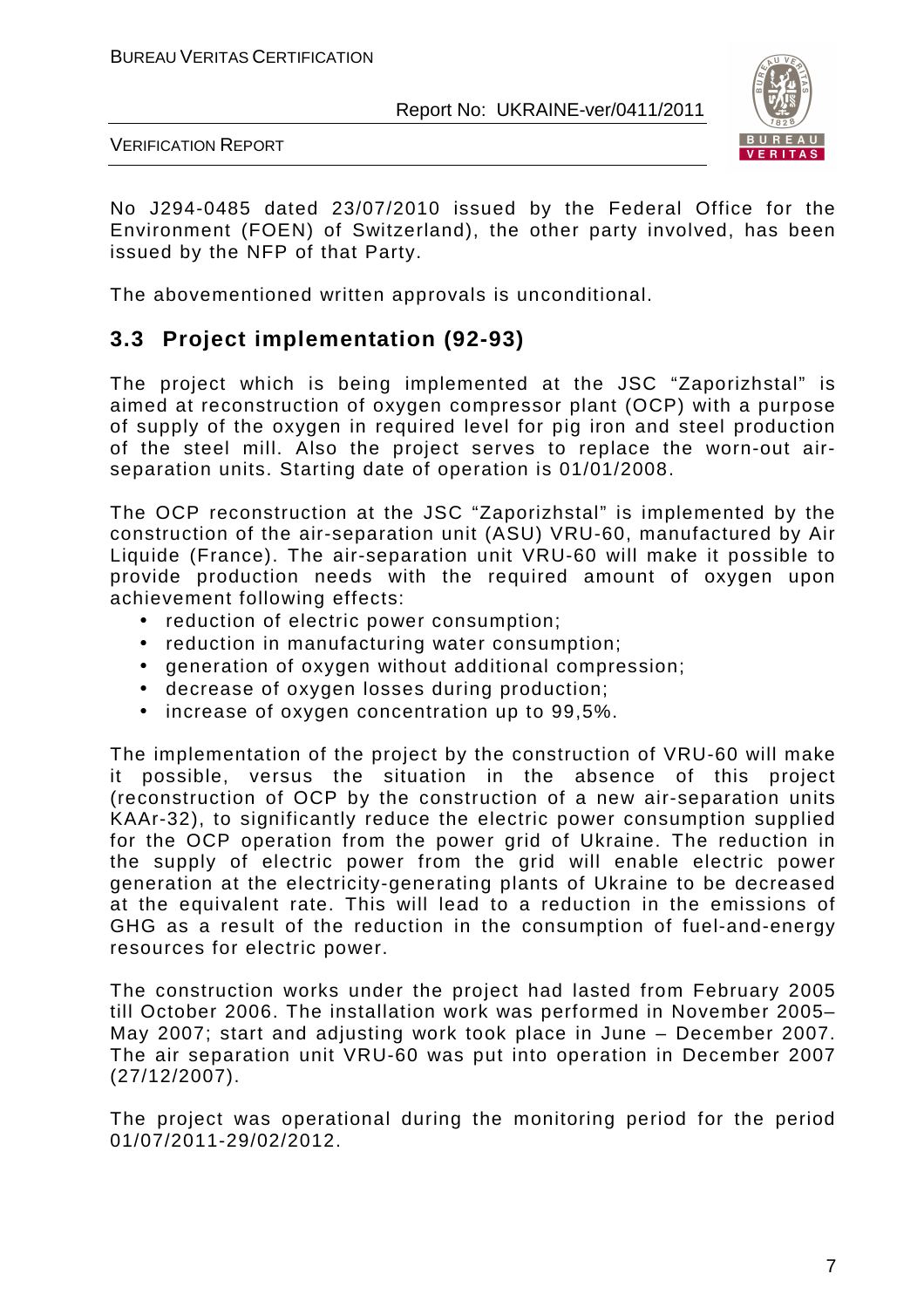No J294-0485 dated 23/07/2010 issued by the Federal Office for the Environment (FOEN) of Switzerland), the other party involved, has been issued by the NFP of that Party.

The abovementioned written approvals is unconditional.

## 3.3 Project implementation (92-93)

The project which is being implemented at the JSC "Zaporizhstal" is aimed at reconstruction of oxygen compressor plant (OCP) with a purpose of supply of the oxygen in required level for pig iron and steel production of the steel mill. Also the project serves to replace the worn-out air-separation units. Starting date of operation is 01/01/2008.

The OCP reconstruction at the JSC "Zaporizhstal" is implemented by the construction of the air-separation unit (ASU) VRU-60, manufactured by Air Liquide (France). The air-separation unit VRU-60 will make it possible to provide production needs with the required amount of oxygen upon achievement following effects:

- reduction of electric power consumption;
- reduction in manufacturing water consumption;
- generation of oxygen without additional compression;
- decrease of oxygen losses during production;
- increase of oxygen concentration up to 99,5%.

The implementation of the project by the construction of VRU-60 will make it possible, versus the situation in the absence of this project (reconstruction of OCP by the construction of a new air-separation units KAAr-32), to significantly reduce the electric power consumption supplied for the OCP operation from the power grid of Ukraine. The reduction in the supply of electric power from the grid will enable electric power generation at the electricity-generating plants of Ukraine to be decreased at the equivalent rate. This will lead to a reduction in the emissions of GHG as a result of the reduction in the consumption of fuel-and-energy resources for electric power.

The construction works under the project had lasted from February 2005 till October 2006. The installation work was performed in November 2005–May 2007; start and adjusting work took place in June – December 2007. The air separation unit VRU-60 was put into operation in December 2007 (27/12/2007).

The project was operational during the monitoring period for the period 01/07/2011-29/02/2012.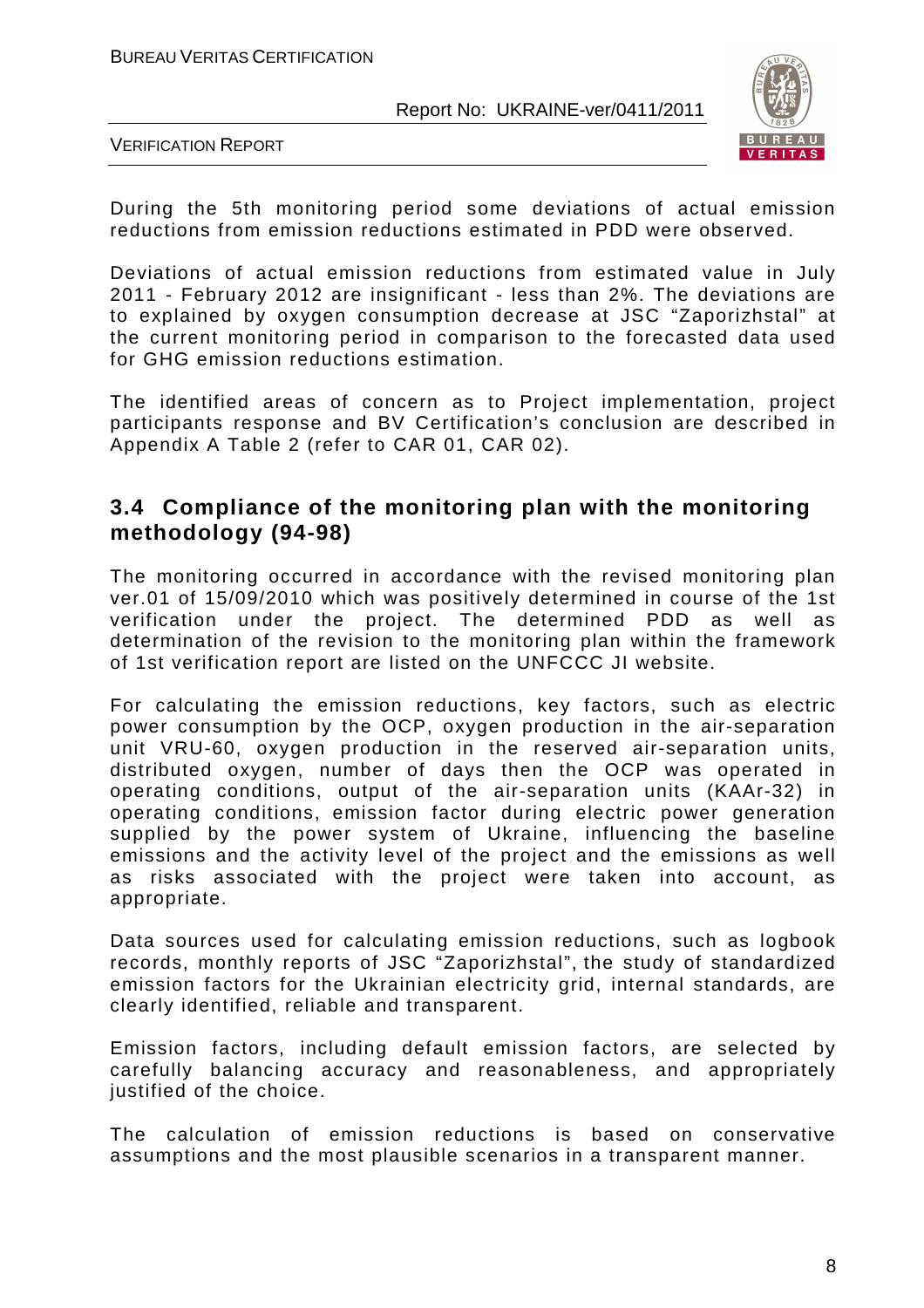During the 5th monitoring period some deviations of actual emission reductions from emission reductions estimated in PDD were observed.

Deviations of actual emission reductions from estimated value in July 2011 - February 2012 are insignificant - less than 2%. The deviations are to explained by oxygen consumption decrease at JSC "Zaporizhstal" at the current monitoring period in comparison to the forecasted data used for GHG emission reductions estimation.

The identified areas of concern as to Project implementation, project participants response and BV Certification's conclusion are described in Appendix A Table 2 (refer to CAR 01, CAR 02).

## 3.4 Compliance of the monitoring plan with the monitoring methodology (94-98)

The monitoring occurred in accordance with the revised monitoring plan ver.01 of 15/09/2010 which was positively determined in course of the 1st verification under the project. The determined PDD as well as determination of the revision to the monitoring plan within the framework of 1st verification report are listed on the UNFCCC JI website.

For calculating the emission reductions, key factors, such as electric power consumption by the OCP, oxygen production in the air-separation unit VRU-60, oxygen production in the reserved air-separation units, distributed oxygen, number of days then the OCP was operated in operating conditions, output of the air-separation units (KAAr-32) in operating conditions, emission factor during electric power generation supplied by the power system of Ukraine, influencing the baseline emissions and the activity level of the project and the emissions as well as risks associated with the project were taken into account, as appropriate.

Data sources used for calculating emission reductions, such as logbook records, monthly reports of JSC "Zaporizhstal", the study of standardized emission factors for the Ukrainian electricity grid, internal standards, are clearly identified, reliable and transparent.

Emission factors, including default emission factors, are selected by carefully balancing accuracy and reasonableness, and appropriately justified of the choice.

The calculation of emission reductions is based on conservative assumptions and the most plausible scenarios in a transparent manner.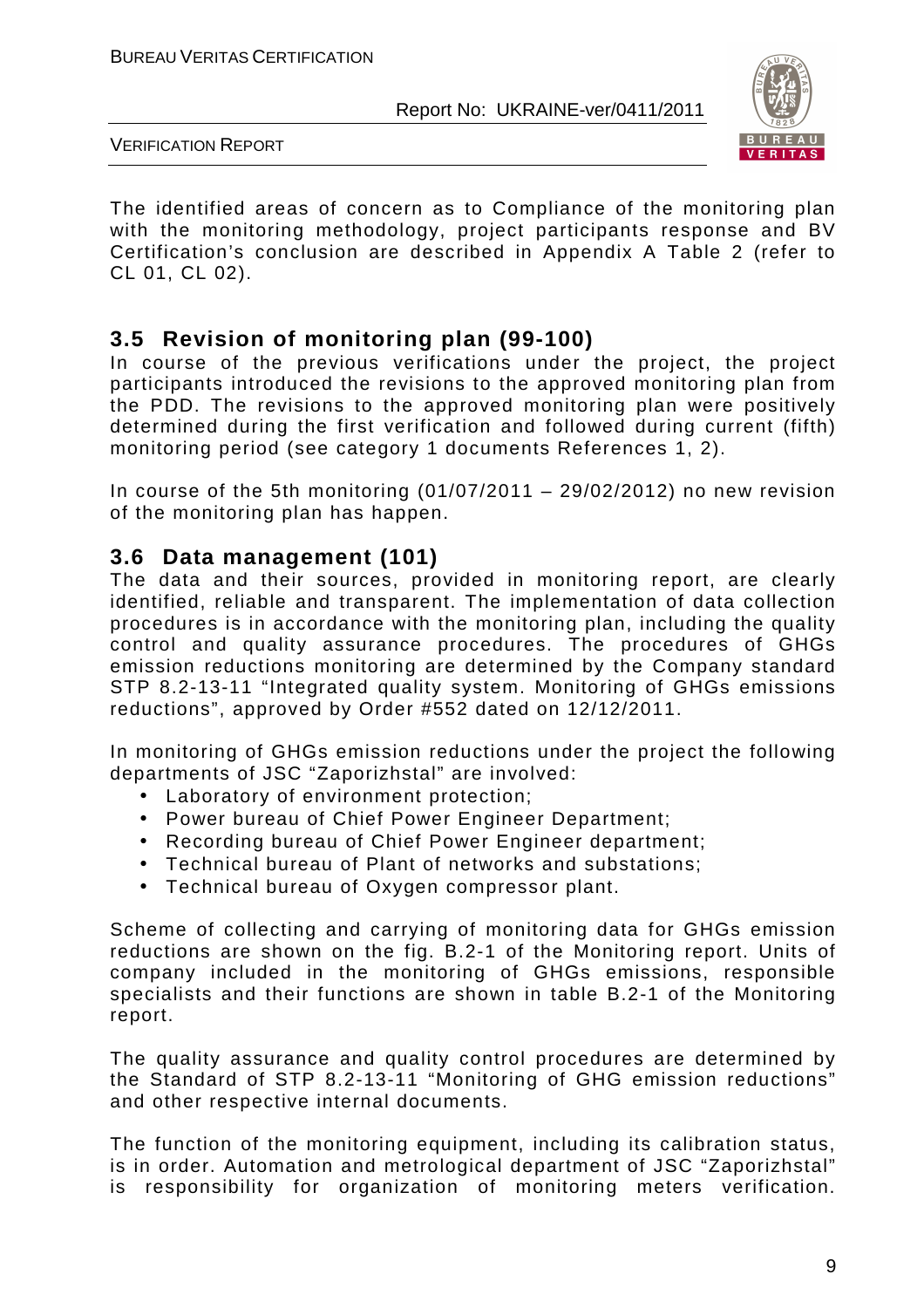The identified areas of concern as to Compliance of the monitoring plan with the monitoring methodology, project participants response and BV Certification's conclusion are described in Appendix A Table 2 (refer to CL 01, CL 02).

## 3.5 Revision of monitoring plan (99-100)

In course of the previous verifications under the project, the project participants introduced the revisions to the approved monitoring plan from the PDD. The revisions to the approved monitoring plan were positively determined during the first verification and followed during current (fifth) monitoring period (see category 1 documents References 1, 2).

In course of the 5th monitoring (01/07/2011 – 29/02/2012) no new revision of the monitoring plan has happen.

## 3.6 Data management (101)

The data and their sources, provided in monitoring report, are clearly identified, reliable and transparent. The implementation of data collection procedures is in accordance with the monitoring plan, including the quality control and quality assurance procedures. The procedures of GHGs emission reductions monitoring are determined by the Company standard STP 8.2-13-11 "Integrated quality system. Monitoring of GHGs emissions reductions", approved by Order #552 dated on 12/12/2011.

In monitoring of GHGs emission reductions under the project the following departments of JSC "Zaporizhstal" are involved:

- Laboratory of environment protection;
- Power bureau of Chief Power Engineer Department;
- Recording bureau of Chief Power Engineer department;
- Technical bureau of Plant of networks and substations;
- Technical bureau of Oxygen compressor plant.

Scheme of collecting and carrying of monitoring data for GHGs emission reductions are shown on the fig. B.2-1 of the Monitoring report. Units of company included in the monitoring of GHGs emissions, responsible specialists and their functions are shown in table B.2-1 of the Monitoring report.

The quality assurance and quality control procedures are determined by the Standard of STP 8.2-13-11 "Monitoring of GHG emission reductions" and other respective internal documents.

The function of the monitoring equipment, including its calibration status, is in order. Automation and metrological department of JSC "Zaporizhstal" is responsibility for organization of monitoring meters verification.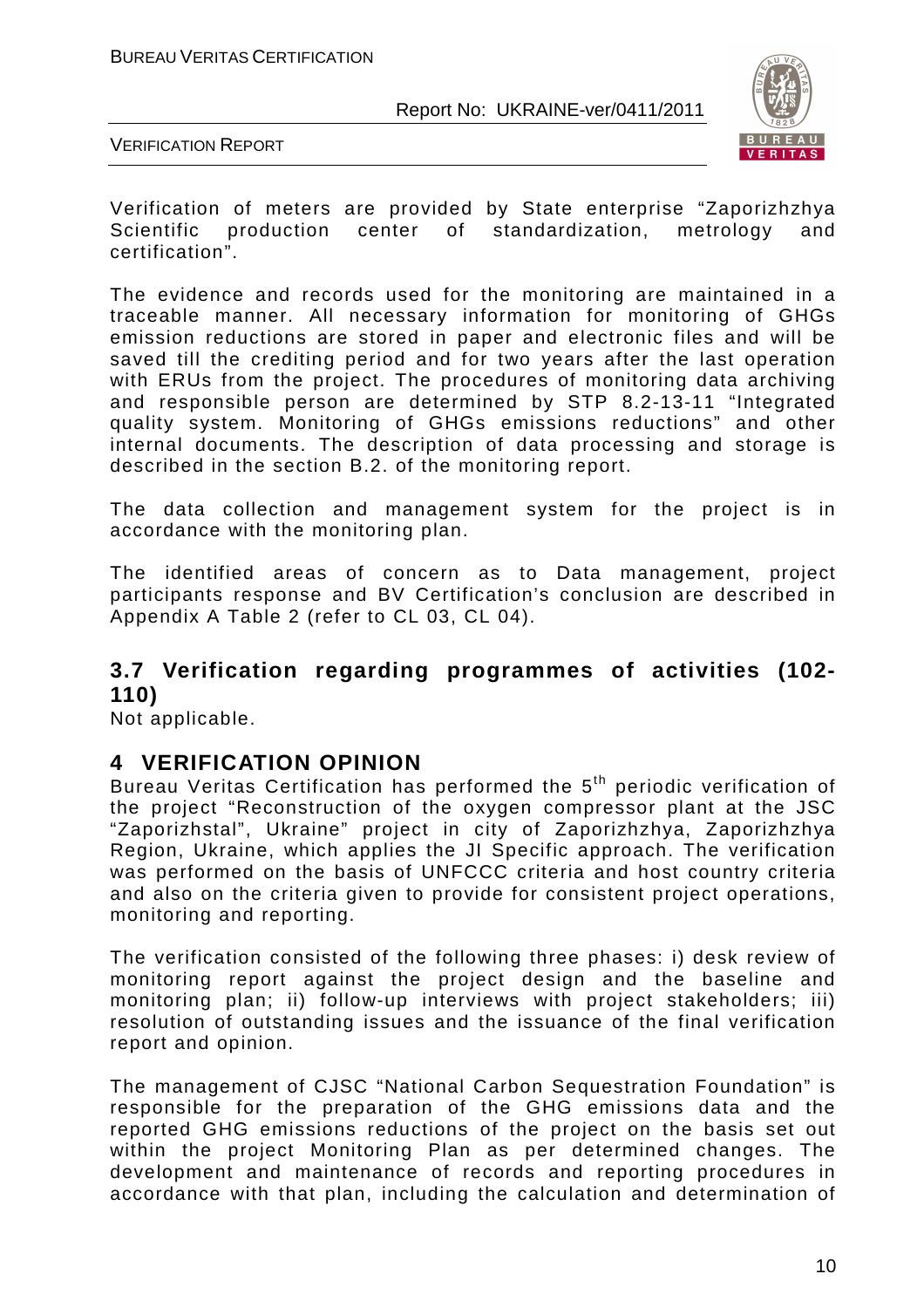Verification of meters are provided by State enterprise “Zaporizhzhya Scientific production center of standardization, metrology and certification”.

The evidence and records used for the monitoring are maintained in a traceable manner. All necessary information for monitoring of GHGs emission reductions are stored in paper and electronic files and will be saved till the crediting period and for two years after the last operation with ERUs from the project. The procedures of monitoring data archiving and responsible person are determined by STP 8.2-13-11 “Integrated quality system. Monitoring of GHGs emissions reductions” and other internal documents. The description of data processing and storage is described in the section B.2. of the monitoring report.

The data collection and management system for the project is in accordance with the monitoring plan.

The identified areas of concern as to Data management, project participants response and BV Certification’s conclusion are described in Appendix A Table 2 (refer to CL 03, CL 04).

## 3.7 Verification regarding programmes of activities (102-110)

Not applicable.

# 4 VERIFICATION OPINION

Bureau Veritas Certification has performed the 5th periodic verification of the project “Reconstruction of the oxygen compressor plant at the JSC “Zaporizhstal”, Ukraine” project in city of Zaporizhzhya, Zaporizhzhya Region, Ukraine, which applies the JI Specific approach. The verification was performed on the basis of UNFCCC criteria and host country criteria and also on the criteria given to provide for consistent project operations, monitoring and reporting.

The verification consisted of the following three phases: i) desk review of monitoring report against the project design and the baseline and monitoring plan; ii) follow-up interviews with project stakeholders; iii) resolution of outstanding issues and the issuance of the final verification report and opinion.

The management of CJSC “National Carbon Sequestration Foundation” is responsible for the preparation of the GHG emissions data and the reported GHG emissions reductions of the project on the basis set out within the project Monitoring Plan as per determined changes. The development and maintenance of records and reporting procedures in accordance with that plan, including the calculation and determination of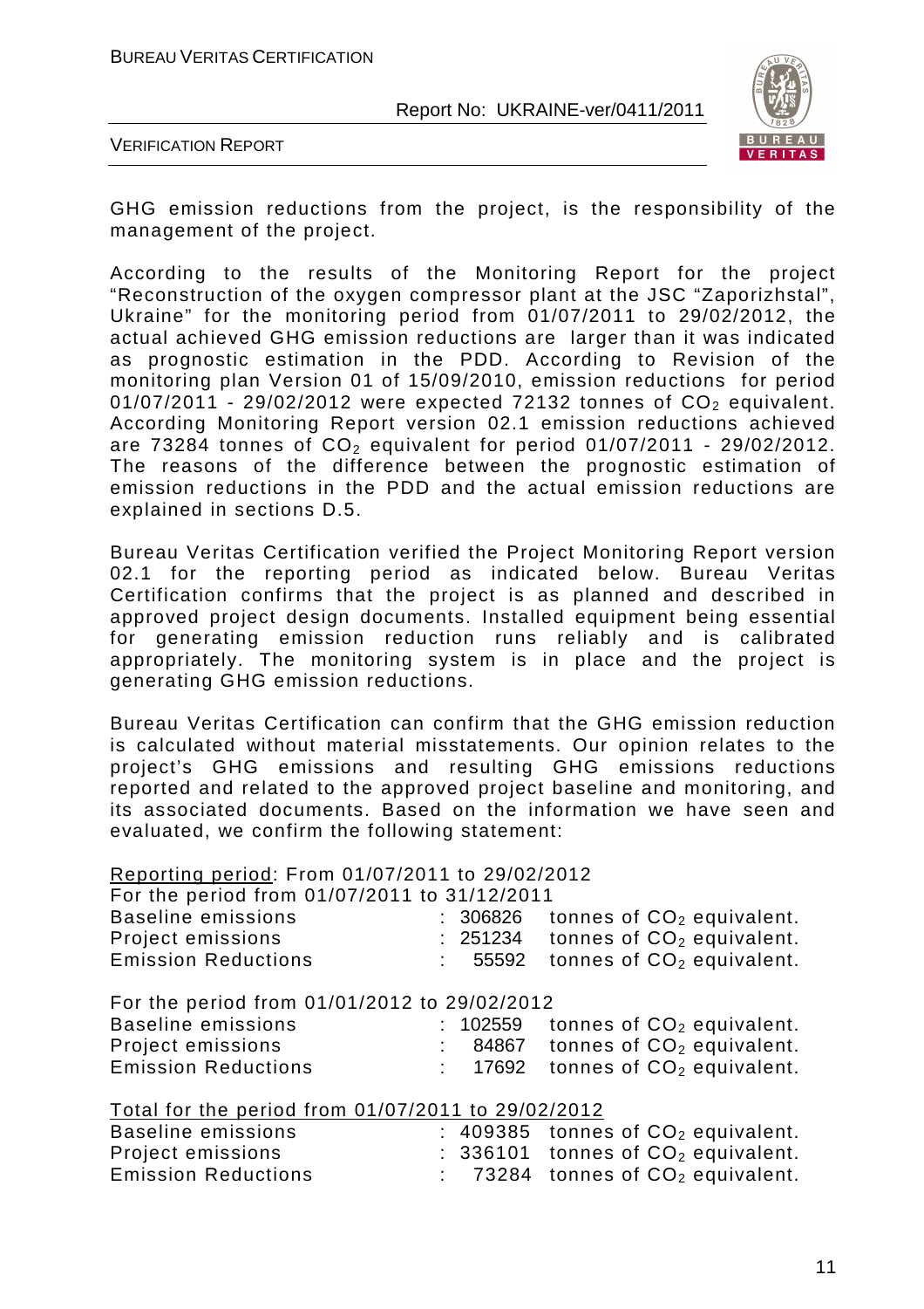GHG emission reductions from the project, is the responsibility of the management of the project.

According to the results of the Monitoring Report for the project "Reconstruction of the oxygen compressor plant at the JSC "Zaporizhstal", Ukraine" for the monitoring period from 01/07/2011 to 29/02/2012, the actual achieved GHG emission reductions are larger than it was indicated as prognostic estimation in the PDD. According to Revision of the monitoring plan Version 01 of 15/09/2010, emission reductions for period 01/07/2011 - 29/02/2012 were expected 72132 tonnes of $CO_2$ equivalent. According Monitoring Report version 02.1 emission reductions achieved are 73284 tonnes of $CO_2$ equivalent for period 01/07/2011 - 29/02/2012. The reasons of the difference between the prognostic estimation of emission reductions in the PDD and the actual emission reductions are explained in sections D.5.

Bureau Veritas Certification verified the Project Monitoring Report version 02.1 for the reporting period as indicated below. Bureau Veritas Certification confirms that the project is as planned and described in approved project design documents. Installed equipment being essential for generating emission reduction runs reliably and is calibrated appropriately. The monitoring system is in place and the project is generating GHG emission reductions.

Bureau Veritas Certification can confirm that the GHG emission reduction is calculated without material misstatements. Our opinion relates to the project's GHG emissions and resulting GHG emissions reductions reported and related to the approved project baseline and monitoring, and its associated documents. Based on the information we have seen and evaluated, we confirm the following statement:

Reporting period: From 01/07/2011 to 29/02/2012

For the period from 01/07/2011 to 31/12/2011

| | | |
|---|---|---|
| Baseline emissions | : 306826 | tonnes of $CO_2$ equivalent. |
| Project emissions | : 251234 | tonnes of $CO_2$ equivalent. |
| Emission Reductions | : 55592 | tonnes of $CO_2$ equivalent. |

For the period from 01/01/2012 to 29/02/2012

| | | |
|---|---|---|
| Baseline emissions | : 102559 | tonnes of $CO_2$ equivalent. |
| Project emissions | : 84867 | tonnes of $CO_2$ equivalent. |
| Emission Reductions | : 17692 | tonnes of $CO_2$ equivalent. |

Total for the period from 01/07/2011 to 29/02/2012

| | | |
|---|---|---|
| Baseline emissions | : 409385 | tonnes of $CO_2$ equivalent. |
| Project emissions | : 336101 | tonnes of $CO_2$ equivalent. |
| Emission Reductions | : 73284 | tonnes of $CO_2$ equivalent. |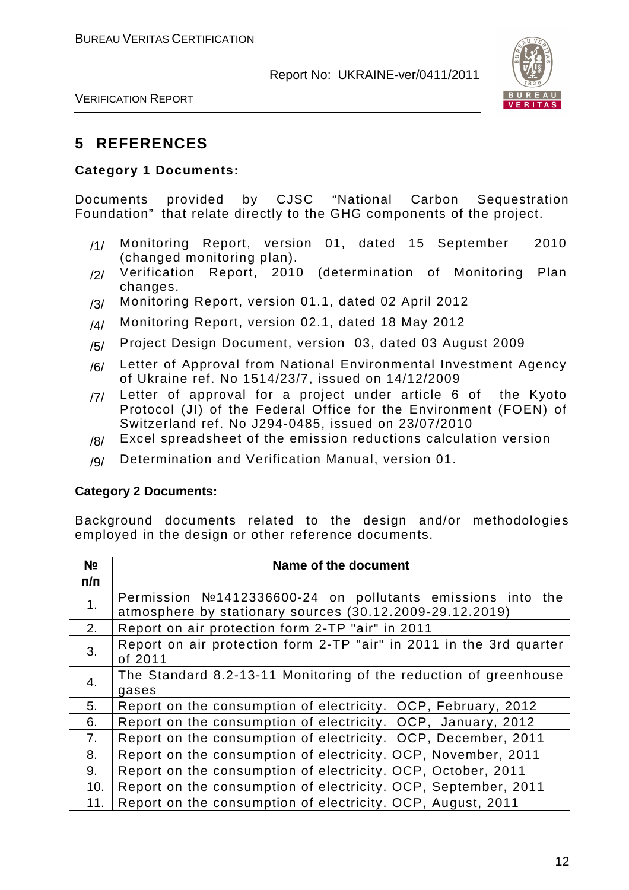# 5 REFERENCES

**Category 1 Documents:**

Documents provided by CJSC "National Carbon Sequestration Foundation" that relate directly to the GHG components of the project.

/1/ Monitoring Report, version 01, dated 15 September 2010 (changed monitoring plan).

/2/ Verification Report, 2010 (determination of Monitoring Plan changes.

/3/ Monitoring Report, version 01.1, dated 02 April 2012

/4/ Monitoring Report, version 02.1, dated 18 May 2012

/5/ Project Design Document, version 03, dated 03 August 2009

/6/ Letter of Approval from National Environmental Investment Agency of Ukraine ref. No 1514/23/7, issued on 14/12/2009

/7/ Letter of approval for a project under article 6 of the Kyoto Protocol (JI) of the Federal Office for the Environment (FOEN) of Switzerland ref. No J294-0485, issued on 23/07/2010

/8/ Excel spreadsheet of the emission reductions calculation version

/9/ Determination and Verification Manual, version 01.

**Category 2 Documents:**

Background documents related to the design and/or methodologies employed in the design or other reference documents.

| № п/п | Name of the document |
|---|---|
| 1. | Permission №1412336600-24 on pollutants emissions into the atmosphere by stationary sources (30.12.2009-29.12.2019) |
| 2. | Report on air protection form 2-TP "air" in 2011 |
| 3. | Report on air protection form 2-TP "air" in 2011 in the 3rd quarter of 2011 |
| 4. | The Standard 8.2-13-11 Monitoring of the reduction of greenhouse gases |
| 5. | Report on the consumption of electricity. OCP, February, 2012 |
| 6. | Report on the consumption of electricity. OCP, January, 2012 |
| 7. | Report on the consumption of electricity. OCP, December, 2011 |
| 8. | Report on the consumption of electricity. OCP, November, 2011 |
| 9. | Report on the consumption of electricity. OCP, October, 2011 |
| 10. | Report on the consumption of electricity. OCP, September, 2011 |
| 11. | Report on the consumption of electricity. OCP, August, 2011 |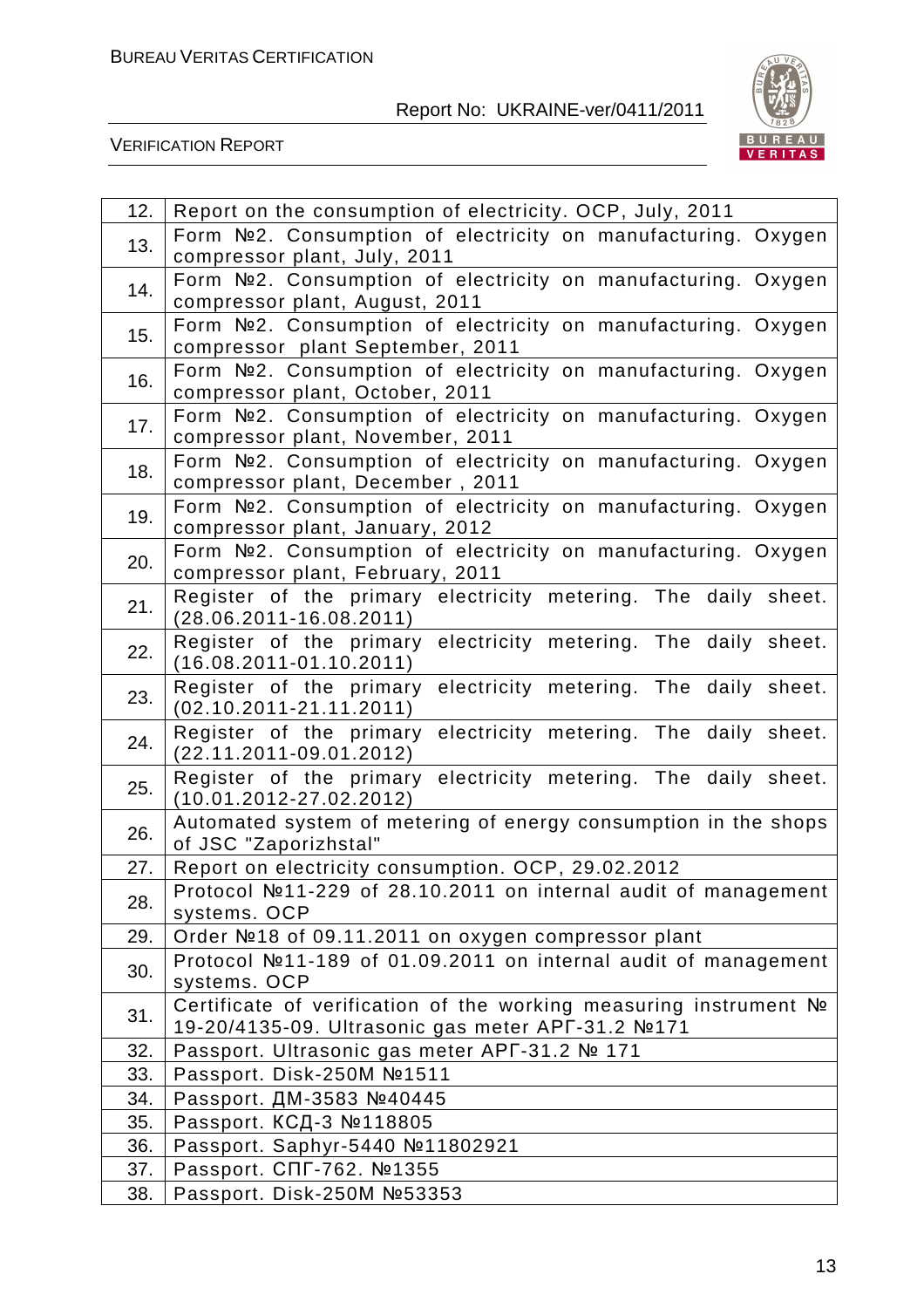| | |
|---|---|
| 12. | Report on the consumption of electricity. OCP, July, 2011 |
| 13. | Form №2. Consumption of electricity on manufacturing. Oxygen compressor plant, July, 2011 |
| 14. | Form №2. Consumption of electricity on manufacturing. Oxygen compressor plant, August, 2011 |
| 15. | Form №2. Consumption of electricity on manufacturing. Oxygen compressor plant September, 2011 |
| 16. | Form №2. Consumption of electricity on manufacturing. Oxygen compressor plant, October, 2011 |
| 17. | Form №2. Consumption of electricity on manufacturing. Oxygen compressor plant, November, 2011 |
| 18. | Form №2. Consumption of electricity on manufacturing. Oxygen compressor plant, December , 2011 |
| 19. | Form №2. Consumption of electricity on manufacturing. Oxygen compressor plant, January, 2012 |
| 20. | Form №2. Consumption of electricity on manufacturing. Oxygen compressor plant, February, 2011 |
| 21. | Register of the primary electricity metering. The daily sheet. (28.06.2011-16.08.2011) |
| 22. | Register of the primary electricity metering. The daily sheet. (16.08.2011-01.10.2011) |
| 23. | Register of the primary electricity metering. The daily sheet. (02.10.2011-21.11.2011) |
| 24. | Register of the primary electricity metering. The daily sheet. (22.11.2011-09.01.2012) |
| 25. | Register of the primary electricity metering. The daily sheet. (10.01.2012-27.02.2012) |
| 26. | Automated system of metering of energy consumption in the shops of JSC "Zaporizhstal" |
| 27. | Report on electricity consumption. OCP, 29.02.2012 |
| 28. | Protocol №11-229 of 28.10.2011 on internal audit of management systems. OCP |
| 29. | Order №18 of 09.11.2011 on oxygen compressor plant |
| 30. | Protocol №11-189 of 01.09.2011 on internal audit of management systems. OCP |
| 31. | Certificate of verification of the working measuring instrument № 19-20/4135-09. Ultrasonic gas meter АРГ-31.2 №171 |
| 32. | Passport. Ultrasonic gas meter АРГ-31.2 № 171 |
| 33. | Passport. Disk-250M №1511 |
| 34. | Passport. ДМ-3583 №40445 |
| 35. | Passport. КСД-3 №118805 |
| 36. | Passport. Saphyr-5440 №11802921 |
| 37. | Passport. СПГ-762. №1355 |
| 38. | Passport. Disk-250M №53353 |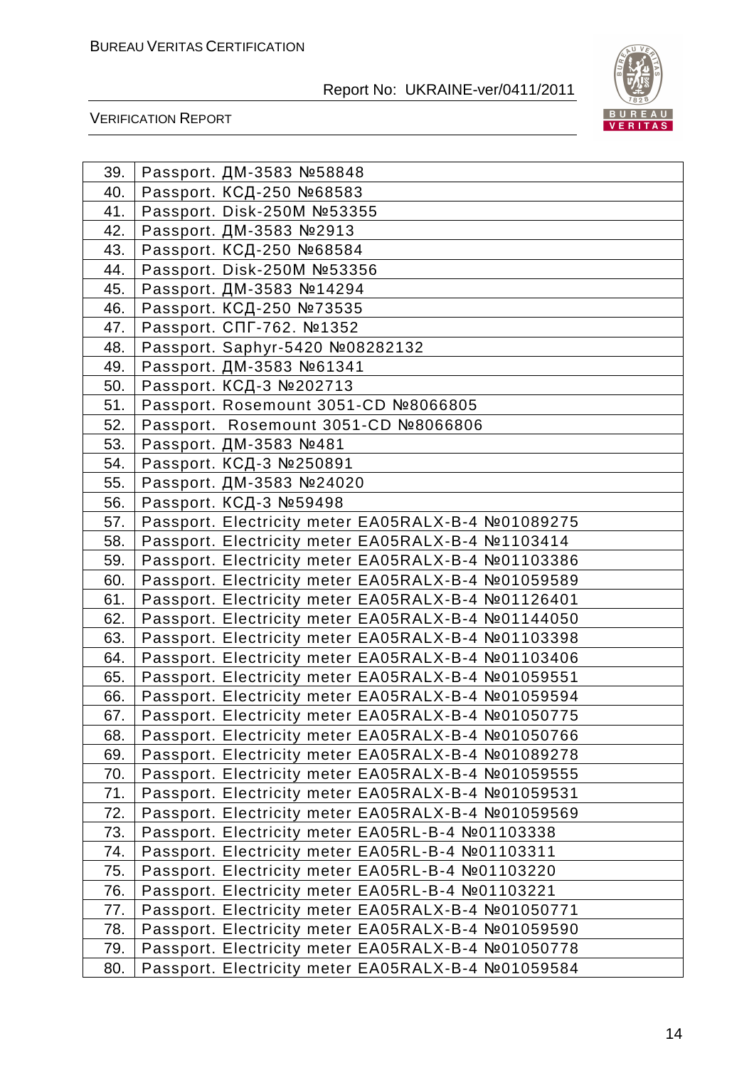| | |
|---|---|
| 39. | Passport. ДМ-3583 №58848 |
| 40. | Passport. КСД-250 №68583 |
| 41. | Passport. Disk-250M №53355 |
| 42. | Passport. ДМ-3583 №2913 |
| 43. | Passport. КСД-250 №68584 |
| 44. | Passport. Disk-250M №53356 |
| 45. | Passport. ДМ-3583 №14294 |
| 46. | Passport. КСД-250 №73535 |
| 47. | Passport. СПГ-762. №1352 |
| 48. | Passport. Saphyr-5420 №08282132 |
| 49. | Passport. ДМ-3583 №61341 |
| 50. | Passport. КСД-3 №202713 |
| 51. | Passport. Rosemount 3051-CD №8066805 |
| 52. | Passport. Rosemount 3051-CD №8066806 |
| 53. | Passport. ДМ-3583 №481 |
| 54. | Passport. КСД-3 №250891 |
| 55. | Passport. ДМ-3583 №24020 |
| 56. | Passport. КСД-3 №59498 |
| 57. | Passport. Electricity meter EA05RALX-B-4 №01089275 |
| 58. | Passport. Electricity meter EA05RALX-B-4 №1103414 |
| 59. | Passport. Electricity meter EA05RALX-B-4 №01103386 |
| 60. | Passport. Electricity meter EA05RALX-B-4 №01059589 |
| 61. | Passport. Electricity meter EA05RALX-B-4 №01126401 |
| 62. | Passport. Electricity meter EA05RALX-B-4 №01144050 |
| 63. | Passport. Electricity meter EA05RALX-B-4 №01103398 |
| 64. | Passport. Electricity meter EA05RALX-B-4 №01103406 |
| 65. | Passport. Electricity meter EA05RALX-B-4 №01059551 |
| 66. | Passport. Electricity meter EA05RALX-B-4 №01059594 |
| 67. | Passport. Electricity meter EA05RALX-B-4 №01050775 |
| 68. | Passport. Electricity meter EA05RALX-B-4 №01050766 |
| 69. | Passport. Electricity meter EA05RALX-B-4 №01089278 |
| 70. | Passport. Electricity meter EA05RALX-B-4 №01059555 |
| 71. | Passport. Electricity meter EA05RALX-B-4 №01059531 |
| 72. | Passport. Electricity meter EA05RALX-B-4 №01059569 |
| 73. | Passport. Electricity meter EA05RL-B-4 №01103338 |
| 74. | Passport. Electricity meter EA05RL-B-4 №01103311 |
| 75. | Passport. Electricity meter EA05RL-B-4 №01103220 |
| 76. | Passport. Electricity meter EA05RL-B-4 №01103221 |
| 77. | Passport. Electricity meter EA05RALX-B-4 №01050771 |
| 78. | Passport. Electricity meter EA05RALX-B-4 №01059590 |
| 79. | Passport. Electricity meter EA05RALX-B-4 №01050778 |
| 80. | Passport. Electricity meter EA05RALX-B-4 №01059584 |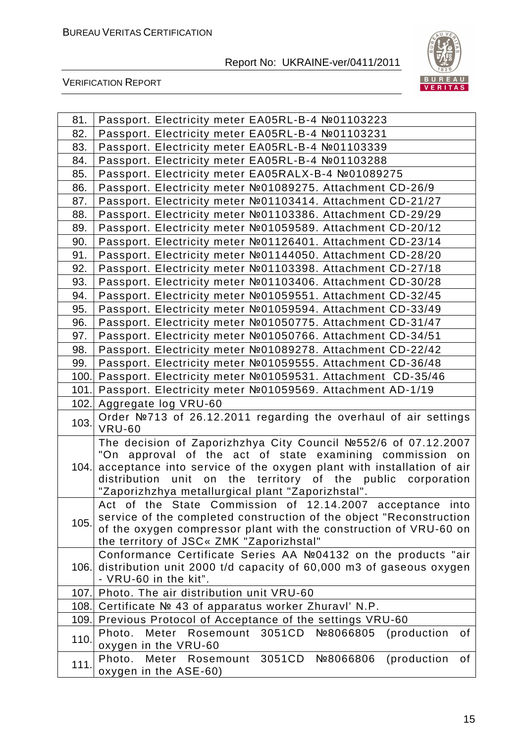| | |
|---|---|
| 81. | Passport. Electricity meter EA05RL-B-4 №01103223 |
| 82. | Passport. Electricity meter EA05RL-B-4 №01103231 |
| 83. | Passport. Electricity meter EA05RL-B-4 №01103339 |
| 84. | Passport. Electricity meter EA05RL-B-4 №01103288 |
| 85. | Passport. Electricity meter EA05RALX-B-4 №01089275 |
| 86. | Passport. Electricity meter №01089275. Attachment CD-26/9 |
| 87. | Passport. Electricity meter №01103414. Attachment CD-21/27 |
| 88. | Passport. Electricity meter №01103386. Attachment CD-29/29 |
| 89. | Passport. Electricity meter №01059589. Attachment CD-20/12 |
| 90. | Passport. Electricity meter №01126401. Attachment CD-23/14 |
| 91. | Passport. Electricity meter №01144050. Attachment CD-28/20 |
| 92. | Passport. Electricity meter №01103398. Attachment CD-27/18 |
| 93. | Passport. Electricity meter №01103406. Attachment CD-30/28 |
| 94. | Passport. Electricity meter №01059551. Attachment CD-32/45 |
| 95. | Passport. Electricity meter №01059594. Attachment CD-33/49 |
| 96. | Passport. Electricity meter №01050775. Attachment CD-31/47 |
| 97. | Passport. Electricity meter №01050766. Attachment CD-34/51 |
| 98. | Passport. Electricity meter №01089278. Attachment CD-22/42 |
| 99. | Passport. Electricity meter №01059555. Attachment CD-36/48 |
| 100. | Passport. Electricity meter №01059531. Attachment CD-35/46 |
| 101. | Passport. Electricity meter №01059569. Attachment AD-1/19 |
| 102. | Aggregate log VRU-60 |
| 103. | Order №713 of 26.12.2011 regarding the overhaul of air settings VRU-60 |
| 104. | The decision of Zaporizhzhya City Council №552/6 of 07.12.2007 "On approval of the act of state examining commission on acceptance into service of the oxygen plant with installation of air distribution unit on the territory of the public corporation "Zaporizhzhya metallurgical plant "Zaporizhstal". |
| 105. | Act of the State Commission of 12.14.2007 acceptance into service of the completed construction of the object "Reconstruction of the oxygen compressor plant with the construction of VRU-60 on the territory of JSC« ZMK "Zaporizhstal" |
| 106. | Conformance Certificate Series AA №04132 on the products "air distribution unit 2000 t/d capacity of 60,000 m3 of gaseous oxygen - VRU-60 in the kit". |
| 107. | Photo. The air distribution unit VRU-60 |
| 108. | Certificate № 43 of apparatus worker Zhuravl' N.P. |
| 109. | Previous Protocol of Acceptance of the settings VRU-60 |
| 110. | Photo. Meter Rosemount 3051CD №8066805 (production of oxygen in the VRU-60 |
| 111. | Photo. Meter Rosemount 3051CD №8066806 (production of oxygen in the ASE-60) |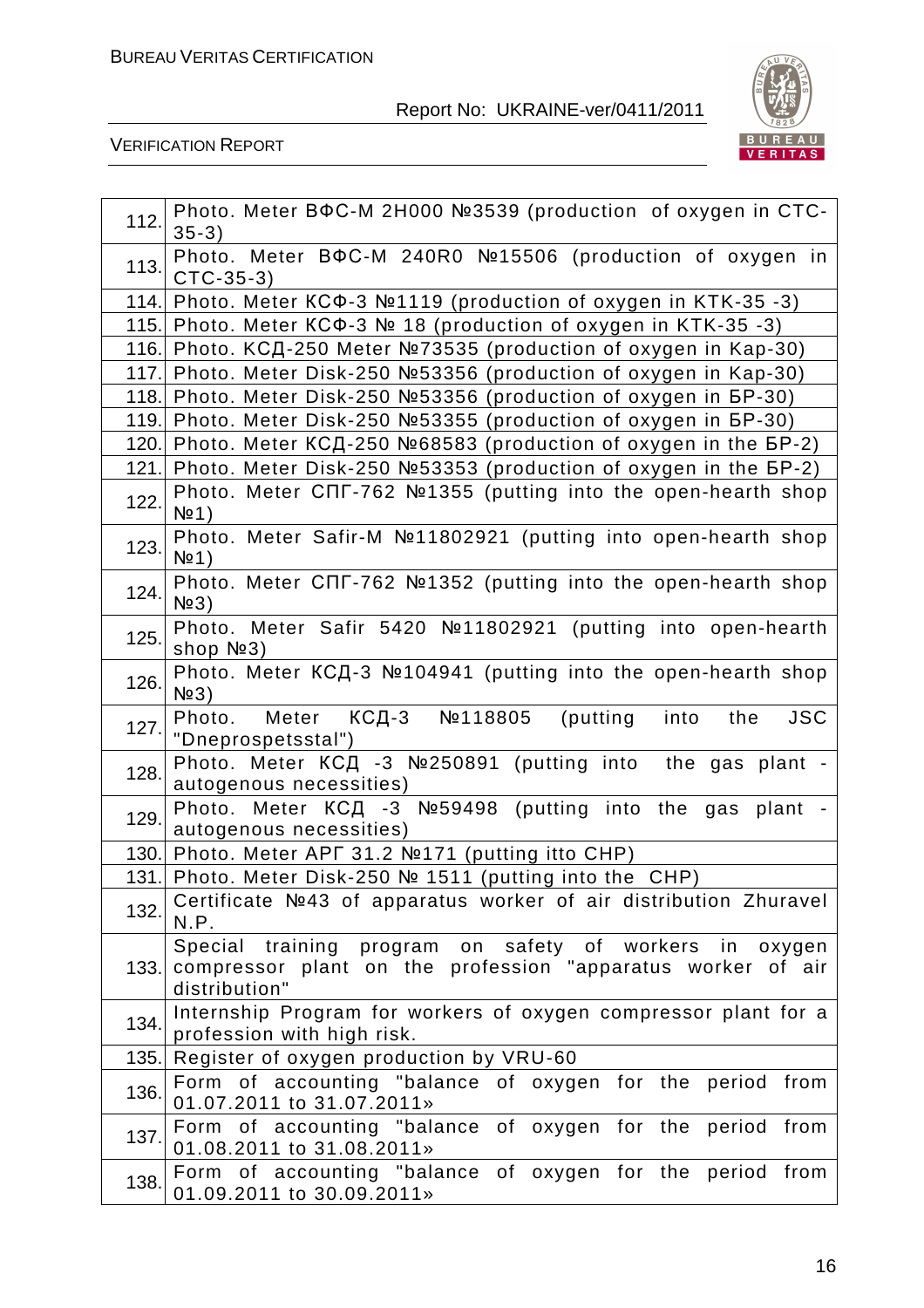| | |
|---|---|
| 112. | Photo. Meter ВФС-М 2Н000 №3539 (production of oxygen in СТС-35-3) |
| 113. | Photo. Meter ВФС-М 240R0 №15506 (production of oxygen in СТС-35-3) |
| 114. | Photo. Meter КСФ-3 №1119 (production of oxygen in КТК-35 -3) |
| 115. | Photo. Meter КСФ-3 № 18 (production of oxygen in КТК-35 -3) |
| 116. | Photo. КСД-250 Meter №73535 (production of oxygen in Kap-30) |
| 117. | Photo. Meter Disk-250 №53356 (production of oxygen in Kap-30) |
| 118. | Photo. Meter Disk-250 №53356 (production of oxygen in БР-30) |
| 119. | Photo. Meter Disk-250 №53355 (production of oxygen in БР-30) |
| 120. | Photo. Meter КСД-250 №68583 (production of oxygen in the БР-2) |
| 121. | Photo. Meter Disk-250 №53353 (production of oxygen in the БР-2) |
| 122. | Photo. Meter СПГ-762 №1355 (putting into the open-hearth shop №1) |
| 123. | Photo. Meter Safir-M №11802921 (putting into open-hearth shop №1) |
| 124. | Photo. Meter СПГ-762 №1352 (putting into the open-hearth shop №3) |
| 125. | Photo. Meter Safir 5420 №11802921 (putting into open-hearth shop №3) |
| 126. | Photo. Meter КСД-3 №104941 (putting into the open-hearth shop №3) |
| 127. | Photo. Meter КСД-3 №118805 (putting into the JSC "Dneprospetsstal") |
| 128. | Photo. Meter КСД -3 №250891 (putting into the gas plant - autogenous necessities) |
| 129. | Photo. Meter КСД -3 №59498 (putting into the gas plant - autogenous necessities) |
| 130. | Photo. Meter АРГ 31.2 №171 (putting itto CHP) |
| 131. | Photo. Meter Disk-250 № 1511 (putting into the CHP) |
| 132. | Certificate №43 of apparatus worker of air distribution Zhuravel N.P. |
| 133. | Special training program on safety of workers in oxygen compressor plant on the profession "apparatus worker of air distribution" |
| 134. | Internship Program for workers of oxygen compressor plant for a profession with high risk. |
| 135. | Register of oxygen production by VRU-60 |
| 136. | Form of accounting "balance of oxygen for the period from 01.07.2011 to 31.07.2011» |
| 137. | Form of accounting "balance of oxygen for the period from 01.08.2011 to 31.08.2011» |
| 138. | Form of accounting "balance of oxygen for the period from 01.09.2011 to 30.09.2011» |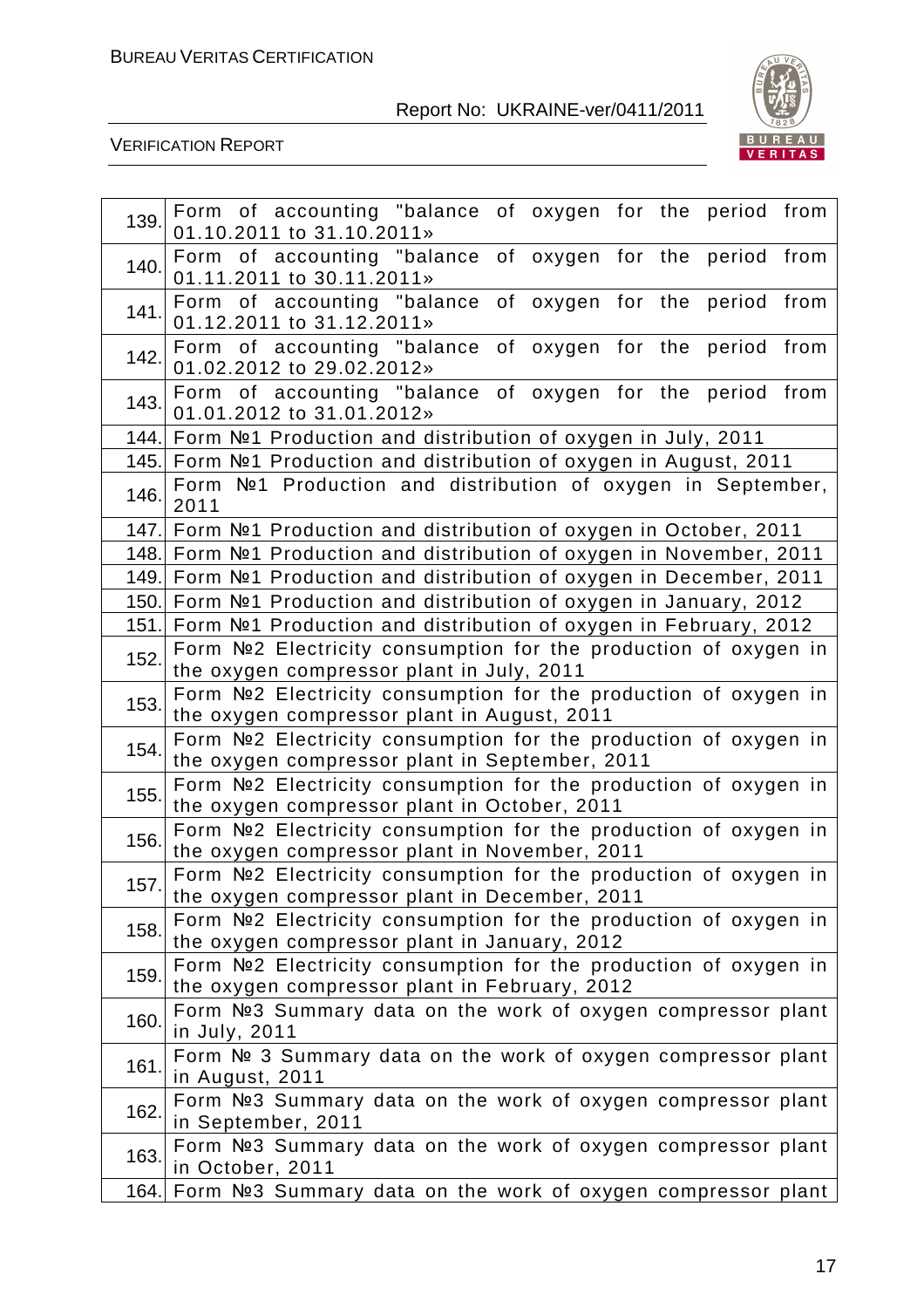| | |
|---|---|
| 139. | Form of accounting "balance of oxygen for the period from 01.10.2011 to 31.10.2011» |
| 140. | Form of accounting "balance of oxygen for the period from 01.11.2011 to 30.11.2011» |
| 141. | Form of accounting "balance of oxygen for the period from 01.12.2011 to 31.12.2011» |
| 142. | Form of accounting "balance of oxygen for the period from 01.02.2012 to 29.02.2012» |
| 143. | Form of accounting "balance of oxygen for the period from 01.01.2012 to 31.01.2012» |
| 144. | Form №1 Production and distribution of oxygen in July, 2011 |
| 145. | Form №1 Production and distribution of oxygen in August, 2011 |
| 146. | Form №1 Production and distribution of oxygen in September, 2011 |
| 147. | Form №1 Production and distribution of oxygen in October, 2011 |
| 148. | Form №1 Production and distribution of oxygen in November, 2011 |
| 149. | Form №1 Production and distribution of oxygen in December, 2011 |
| 150. | Form №1 Production and distribution of oxygen in January, 2012 |
| 151. | Form №1 Production and distribution of oxygen in February, 2012 |
| 152. | Form №2 Electricity consumption for the production of oxygen in the oxygen compressor plant in July, 2011 |
| 153. | Form №2 Electricity consumption for the production of oxygen in the oxygen compressor plant in August, 2011 |
| 154. | Form №2 Electricity consumption for the production of oxygen in the oxygen compressor plant in September, 2011 |
| 155. | Form №2 Electricity consumption for the production of oxygen in the oxygen compressor plant in October, 2011 |
| 156. | Form №2 Electricity consumption for the production of oxygen in the oxygen compressor plant in November, 2011 |
| 157. | Form №2 Electricity consumption for the production of oxygen in the oxygen compressor plant in December, 2011 |
| 158. | Form №2 Electricity consumption for the production of oxygen in the oxygen compressor plant in January, 2012 |
| 159. | Form №2 Electricity consumption for the production of oxygen in the oxygen compressor plant in February, 2012 |
| 160. | Form №3 Summary data on the work of oxygen compressor plant in July, 2011 |
| 161. | Form № 3 Summary data on the work of oxygen compressor plant in August, 2011 |
| 162. | Form №3 Summary data on the work of oxygen compressor plant in September, 2011 |
| 163. | Form №3 Summary data on the work of oxygen compressor plant in October, 2011 |
| 164. | Form №3 Summary data on the work of oxygen compressor plant |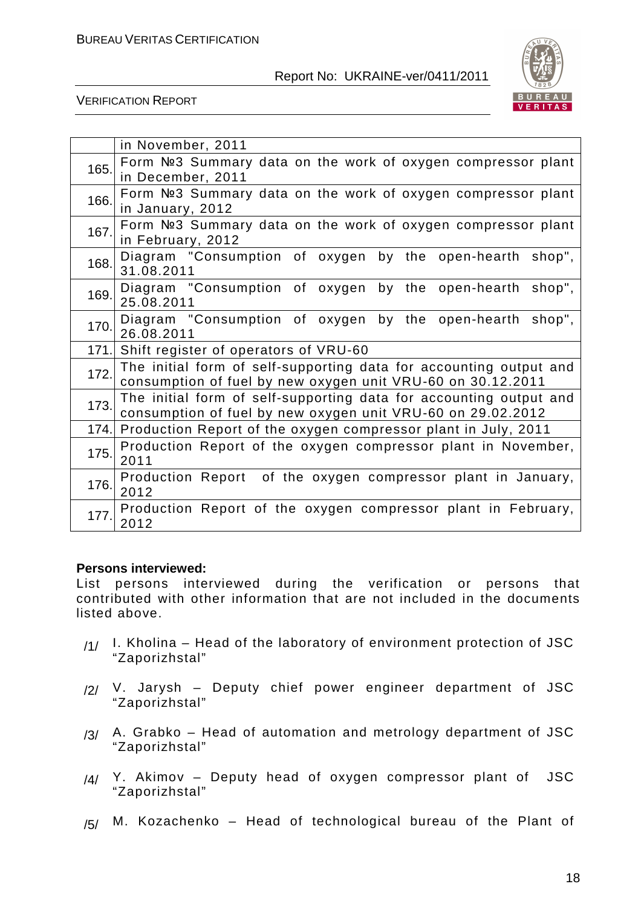| | |
|---|---|
| | in November, 2011 |
| 165. | Form №3 Summary data on the work of oxygen compressor plant in December, 2011 |
| 166. | Form №3 Summary data on the work of oxygen compressor plant in January, 2012 |
| 167. | Form №3 Summary data on the work of oxygen compressor plant in February, 2012 |
| 168. | Diagram "Consumption of oxygen by the open-hearth shop", 31.08.2011 |
| 169. | Diagram "Consumption of oxygen by the open-hearth shop", 25.08.2011 |
| 170. | Diagram "Consumption of oxygen by the open-hearth shop", 26.08.2011 |
| 171. | Shift register of operators of VRU-60 |
| 172. | The initial form of self-supporting data for accounting output and consumption of fuel by new oxygen unit VRU-60 on 30.12.2011 |
| 173. | The initial form of self-supporting data for accounting output and consumption of fuel by new oxygen unit VRU-60 on 29.02.2012 |
| 174. | Production Report of the oxygen compressor plant in July, 2011 |
| 175. | Production Report of the oxygen compressor plant in November, 2011 |
| 176. | Production Report of the oxygen compressor plant in January, 2012 |
| 177. | Production Report of the oxygen compressor plant in February, 2012 |

**Persons interviewed:**

List persons interviewed during the verification or persons that contributed with other information that are not included in the documents listed above.

/1/ I. Kholina – Head of the laboratory of environment protection of JSC "Zaporizhstal"

/2/ V. Jarysh – Deputy chief power engineer department of JSC "Zaporizhstal"

/3/ A. Grabko – Head of automation and metrology department of JSC "Zaporizhstal"

/4/ Y. Akimov – Deputy head of oxygen compressor plant of JSC "Zaporizhstal"

/5/ M. Kozachenko – Head of technological bureau of the Plant of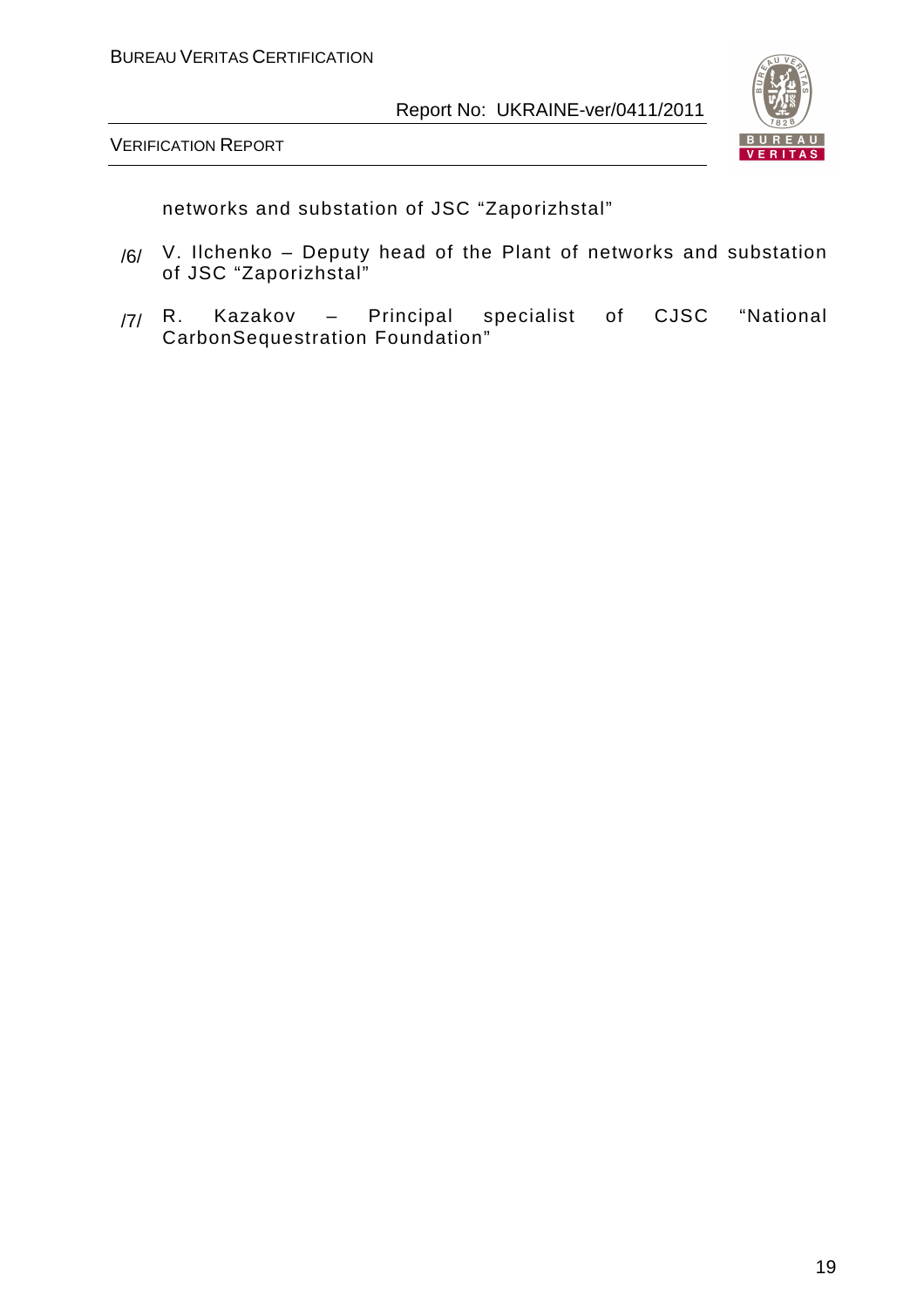networks and substation of JSC "Zaporizhstal"

/6/ V. Ilchenko – Deputy head of the Plant of networks and substation of JSC "Zaporizhstal"

/7/ R. Kazakov – Principal specialist of CJSC "National CarbonSequestration Foundation"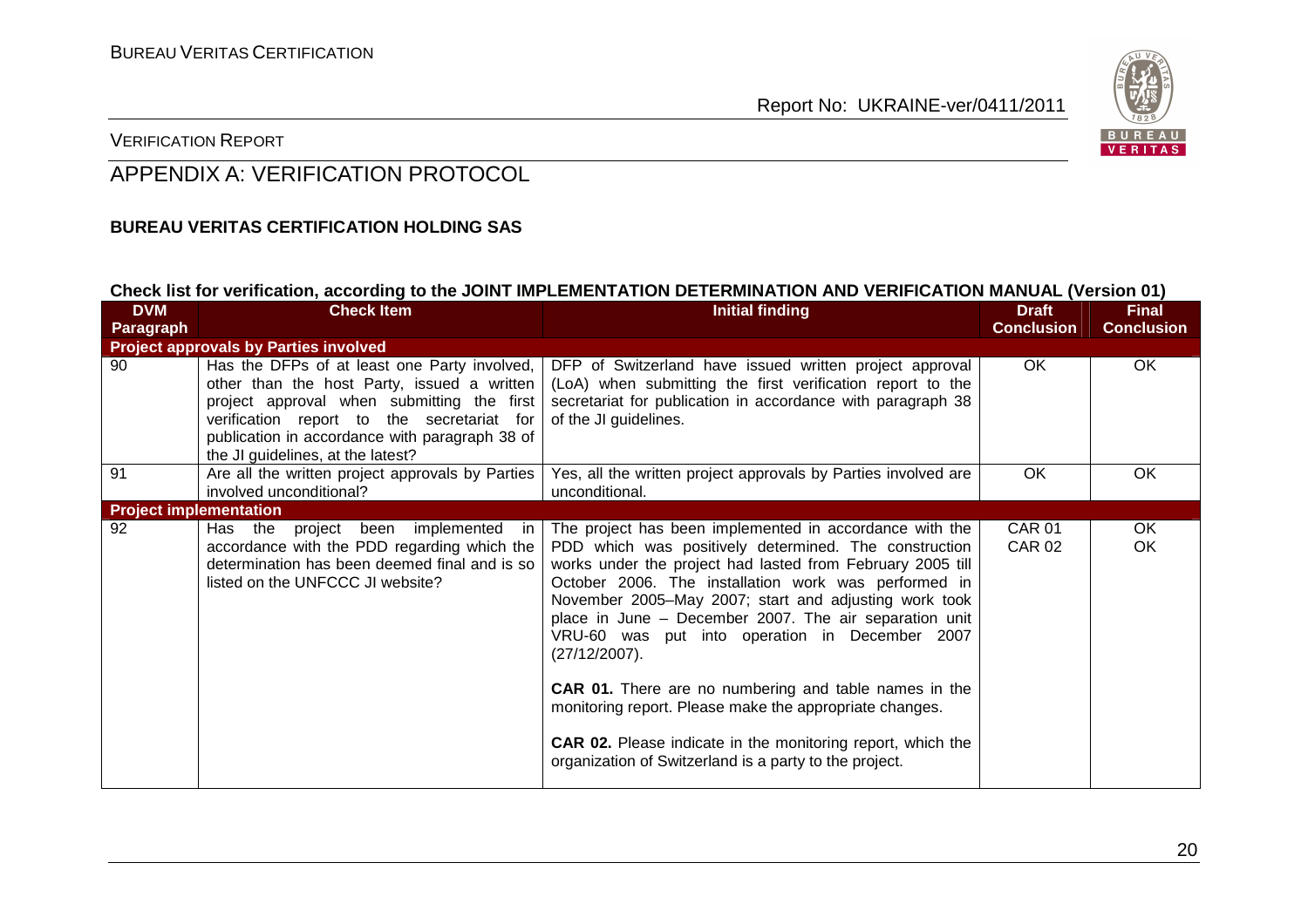## APPENDIX A: VERIFICATION PROTOCOL

**BUREAU VERITAS CERTIFICATION HOLDING SAS**

**Check list for verification, according to the JOINT IMPLEMENTATION DETERMINATION AND VERIFICATION MANUAL (Version 01)**

| DVM Paragraph | Check Item | Initial finding | Draft Conclusion | Final Conclusion |
|---|---|---|---|---|
| **Project approvals by Parties involved** | | | | |
| 90 | Has the DFPs of at least one Party involved, other than the host Party, issued a written project approval when submitting the first verification report to the secretariat for publication in accordance with paragraph 38 of the JI guidelines, at the latest? | DFP of Switzerland have issued written project approval (LoA) when submitting the first verification report to the secretariat for publication in accordance with paragraph 38 of the JI guidelines. | OK | OK |
| 91 | Are all the written project approvals by Parties involved unconditional? | Yes, all the written project approvals by Parties involved are unconditional. | OK | OK |
| **Project implementation** | | | | |
| 92 | Has the project been implemented in accordance with the PDD regarding which the determination has been deemed final and is so listed on the UNFCCC JI website? | The project has been implemented in accordance with the PDD which was positively determined. The construction works under the project had lasted from February 2005 till October 2006. The installation work was performed in November 2005–May 2007; start and adjusting work took place in June – December 2007. The air separation unit VRU-60 was put into operation in December 2007 (27/12/2007).<br><br>**CAR 01.** There are no numbering and table names in the monitoring report. Please make the appropriate changes.<br><br>**CAR 02.** Please indicate in the monitoring report, which the organization of Switzerland is a party to the project. | CAR 01<br>CAR 02 | OK<br>OK |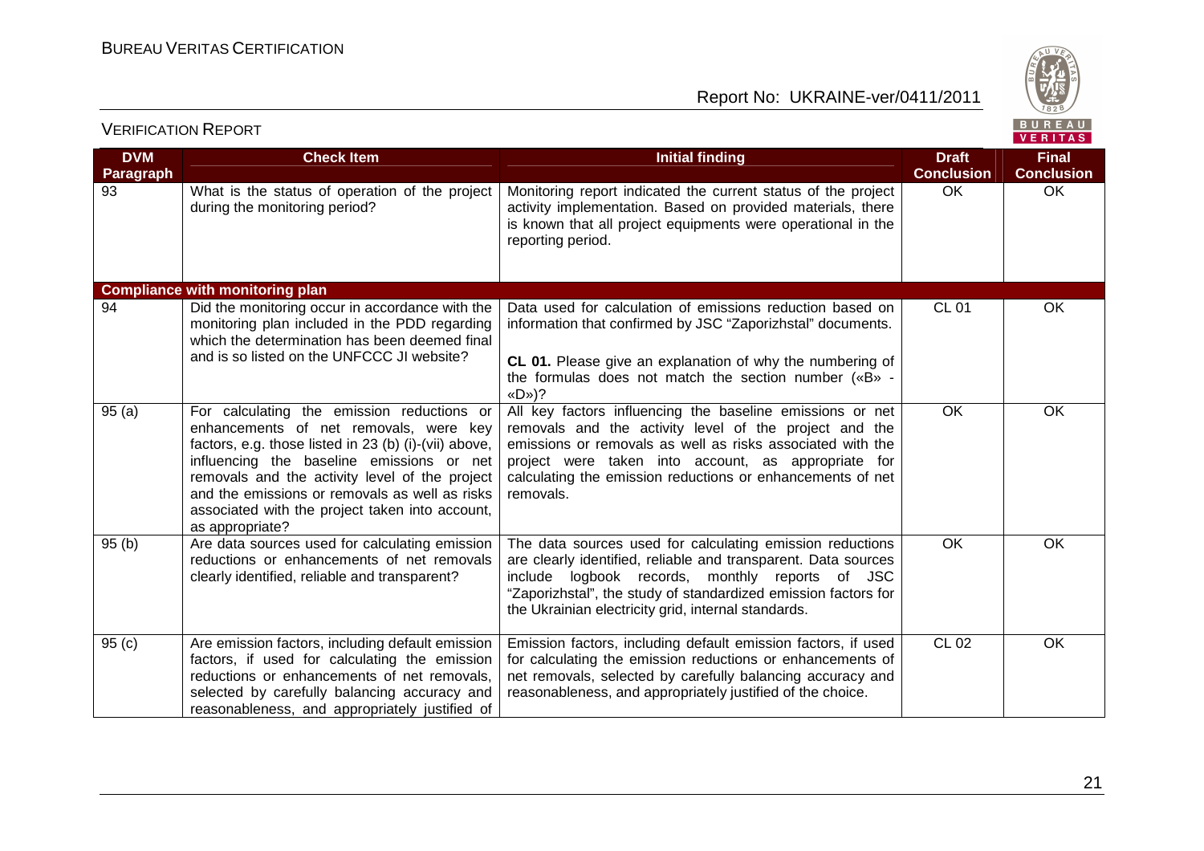| DVM Paragraph | Check Item | Initial finding | Draft Conclusion | Final Conclusion |
|---|---|---|---|---|
| 93 | What is the status of operation of the project during the monitoring period? | Monitoring report indicated the current status of the project activity implementation. Based on provided materials, there is known that all project equipments were operational in the reporting period. | OK | OK |
| **Compliance with monitoring plan** | | | | |
| 94 | Did the monitoring occur in accordance with the monitoring plan included in the PDD regarding which the determination has been deemed final and is so listed on the UNFCCC JI website? | Data used for calculation of emissions reduction based on information that confirmed by JSC "Zaporizhstal" documents.<br><br>**CL 01.** Please give an explanation of why the numbering of the formulas does not match the section number («B» - «D»)? | CL 01 | OK |
| 95 (a) | For calculating the emission reductions or enhancements of net removals, were key factors, e.g. those listed in 23 (b) (i)-(vii) above, influencing the baseline emissions or net removals and the activity level of the project and the emissions or removals as well as risks associated with the project taken into account, as appropriate? | All key factors influencing the baseline emissions or net removals and the activity level of the project and the emissions or removals as well as risks associated with the project were taken into account, as appropriate for calculating the emission reductions or enhancements of net removals. | OK | OK |
| 95 (b) | Are data sources used for calculating emission reductions or enhancements of net removals clearly identified, reliable and transparent? | The data sources used for calculating emission reductions are clearly identified, reliable and transparent. Data sources include logbook records, monthly reports of JSC "Zaporizhstal", the study of standardized emission factors for the Ukrainian electricity grid, internal standards. | OK | OK |
| 95 (c) | Are emission factors, including default emission factors, if used for calculating the emission reductions or enhancements of net removals, selected by carefully balancing accuracy and reasonableness, and appropriately justified of | Emission factors, including default emission factors, if used for calculating the emission reductions or enhancements of net removals, selected by carefully balancing accuracy and reasonableness, and appropriately justified of the choice. | CL 02 | OK |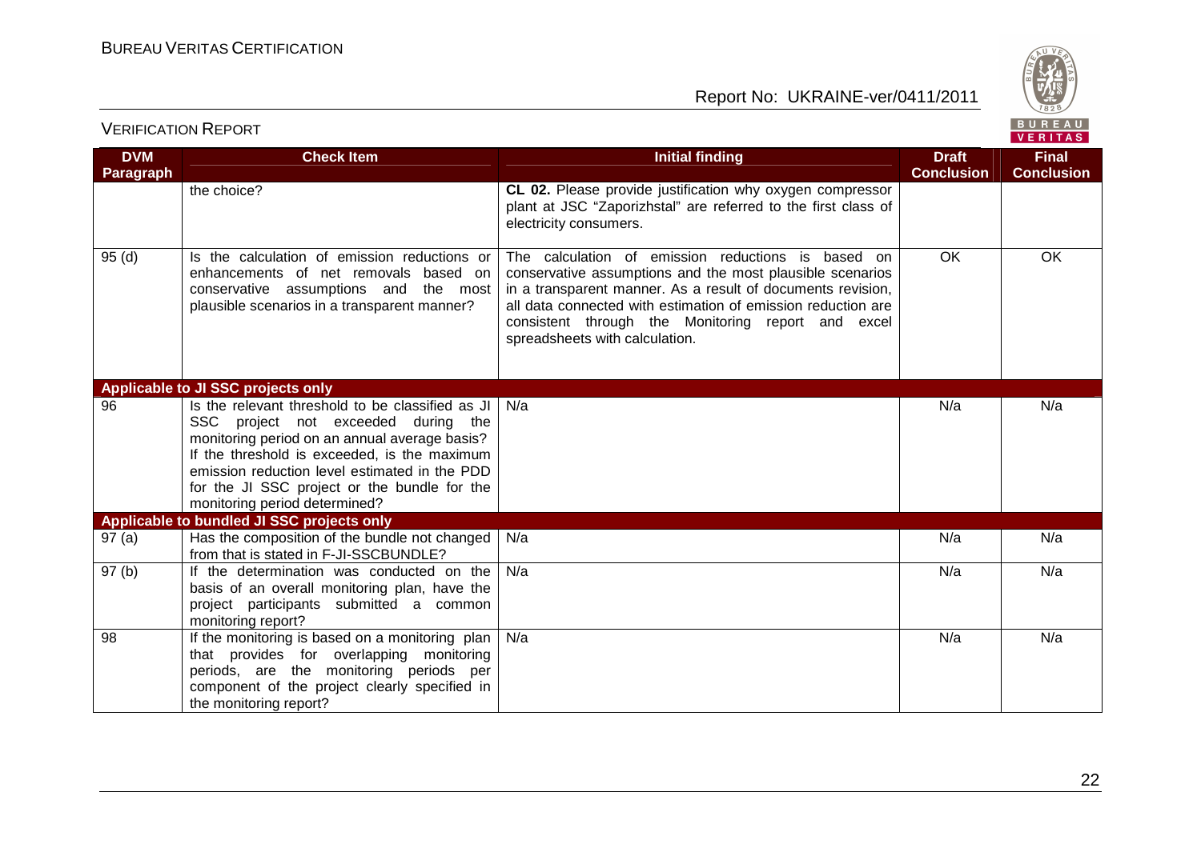| DVM Paragraph | Check Item | Initial finding | Draft Conclusion | Final Conclusion |
|---|---|---|---|---|
| | the choice? | **CL 02.** Please provide justification why oxygen compressor plant at JSC "Zaporizhstal" are referred to the first class of electricity consumers. | | |
| 95 (d) | Is the calculation of emission reductions or enhancements of net removals based on conservative assumptions and the most plausible scenarios in a transparent manner? | The calculation of emission reductions is based on conservative assumptions and the most plausible scenarios in a transparent manner. As a result of documents revision, all data connected with estimation of emission reduction are consistent through the Monitoring report and excel spreadsheets with calculation. | OK | OK |
| **Applicable to JI SSC projects only** | | | | |
| 96 | Is the relevant threshold to be classified as JI SSC project not exceeded during the monitoring period on an annual average basis? If the threshold is exceeded, is the maximum emission reduction level estimated in the PDD for the JI SSC project or the bundle for the monitoring period determined? | N/a | N/a | N/a |
| **Applicable to bundled JI SSC projects only** | | | | |
| 97 (a) | Has the composition of the bundle not changed from that is stated in F-JI-SSCBUNDLE? | N/a | N/a | N/a |
| 97 (b) | If the determination was conducted on the basis of an overall monitoring plan, have the project participants submitted a common monitoring report? | N/a | N/a | N/a |
| 98 | If the monitoring is based on a monitoring plan that provides for overlapping monitoring periods, are the monitoring periods per component of the project clearly specified in the monitoring report? | N/a | N/a | N/a |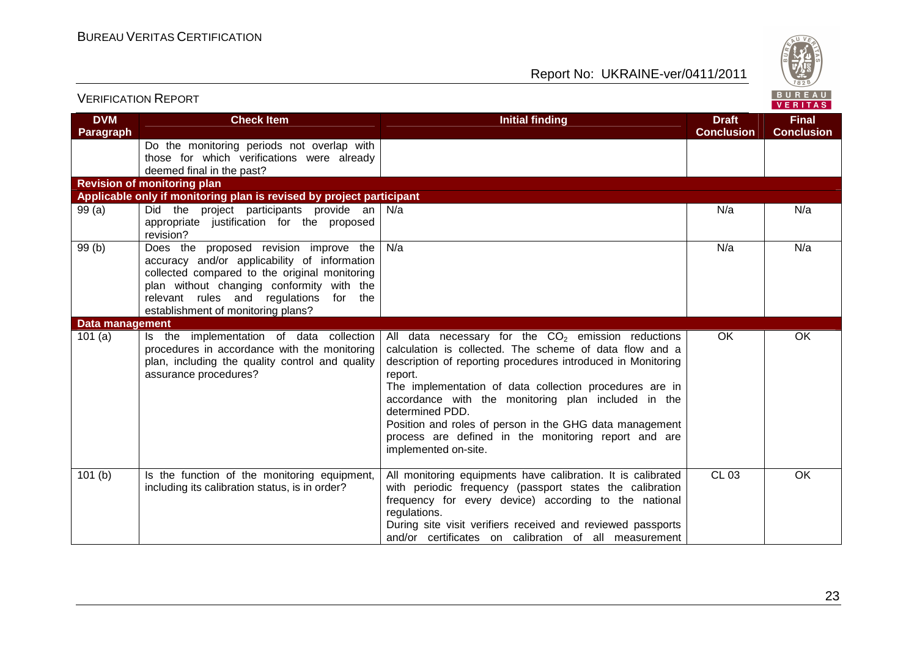| DVM Paragraph | Check Item | Initial finding | Draft Conclusion | Final Conclusion |
|---|---|---|---|---|
| | Do the monitoring periods not overlap with those for which verifications were already deemed final in the past? | | | |
| **Revision of monitoring plan** | | | | |
| **Applicable only if monitoring plan is revised by project participant** | | | | |
| 99 (a) | Did the project participants provide an appropriate justification for the proposed revision? | N/a | N/a | N/a |
| 99 (b) | Does the proposed revision improve the accuracy and/or applicability of information collected compared to the original monitoring plan without changing conformity with the relevant rules and regulations for the establishment of monitoring plans? | N/a | N/a | N/a |
| **Data management** | | | | |
| 101 (a) | Is the implementation of data collection procedures in accordance with the monitoring plan, including the quality control and quality assurance procedures? | All data necessary for the $CO_2$ emission reductions calculation is collected. The scheme of data flow and a description of reporting procedures introduced in Monitoring report. The implementation of data collection procedures are in accordance with the monitoring plan included in the determined PDD. Position and roles of person in the GHG data management process are defined in the monitoring report and are implemented on-site. | OK | OK |
| 101 (b) | Is the function of the monitoring equipment, including its calibration status, is in order? | All monitoring equipments have calibration. It is calibrated with periodic frequency (passport states the calibration frequency for every device) according to the national regulations. During site visit verifiers received and reviewed passports and/or certificates on calibration of all measurement | CL 03 | OK |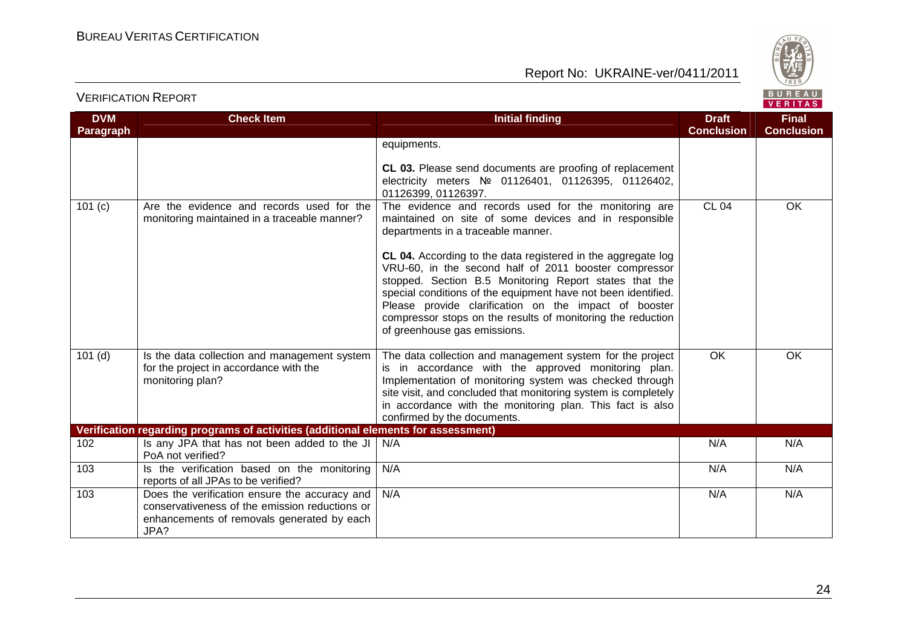| DVM Paragraph | Check Item | Initial finding | Draft Conclusion | Final Conclusion |
|---|---|---|---|---|
| | | equipments.<br><br>**CL 03.** Please send documents are proofing of replacement electricity meters № 01126401, 01126395, 01126402, 01126399, 01126397. | | |
| 101 (c) | Are the evidence and records used for the monitoring maintained in a traceable manner? | The evidence and records used for the monitoring are maintained on site of some devices and in responsible departments in a traceable manner.<br><br>**CL 04.** According to the data registered in the aggregate log VRU-60, in the second half of 2011 booster compressor stopped. Section B.5 Monitoring Report states that the special conditions of the equipment have not been identified. Please provide clarification on the impact of booster compressor stops on the results of monitoring the reduction of greenhouse gas emissions. | CL 04 | OK |
| 101 (d) | Is the data collection and management system for the project in accordance with the monitoring plan? | The data collection and management system for the project is in accordance with the approved monitoring plan. Implementation of monitoring system was checked through site visit, and concluded that monitoring system is completely in accordance with the monitoring plan. This fact is also confirmed by the documents. | OK | OK |
| **Verification regarding programs of activities (additional elements for assessment)** | | | | |
| 102 | Is any JPA that has not been added to the JI PoA not verified? | N/A | N/A | N/A |
| 103 | Is the verification based on the monitoring reports of all JPAs to be verified? | N/A | N/A | N/A |
| 103 | Does the verification ensure the accuracy and conservativeness of the emission reductions or enhancements of removals generated by each JPA? | N/A | N/A | N/A |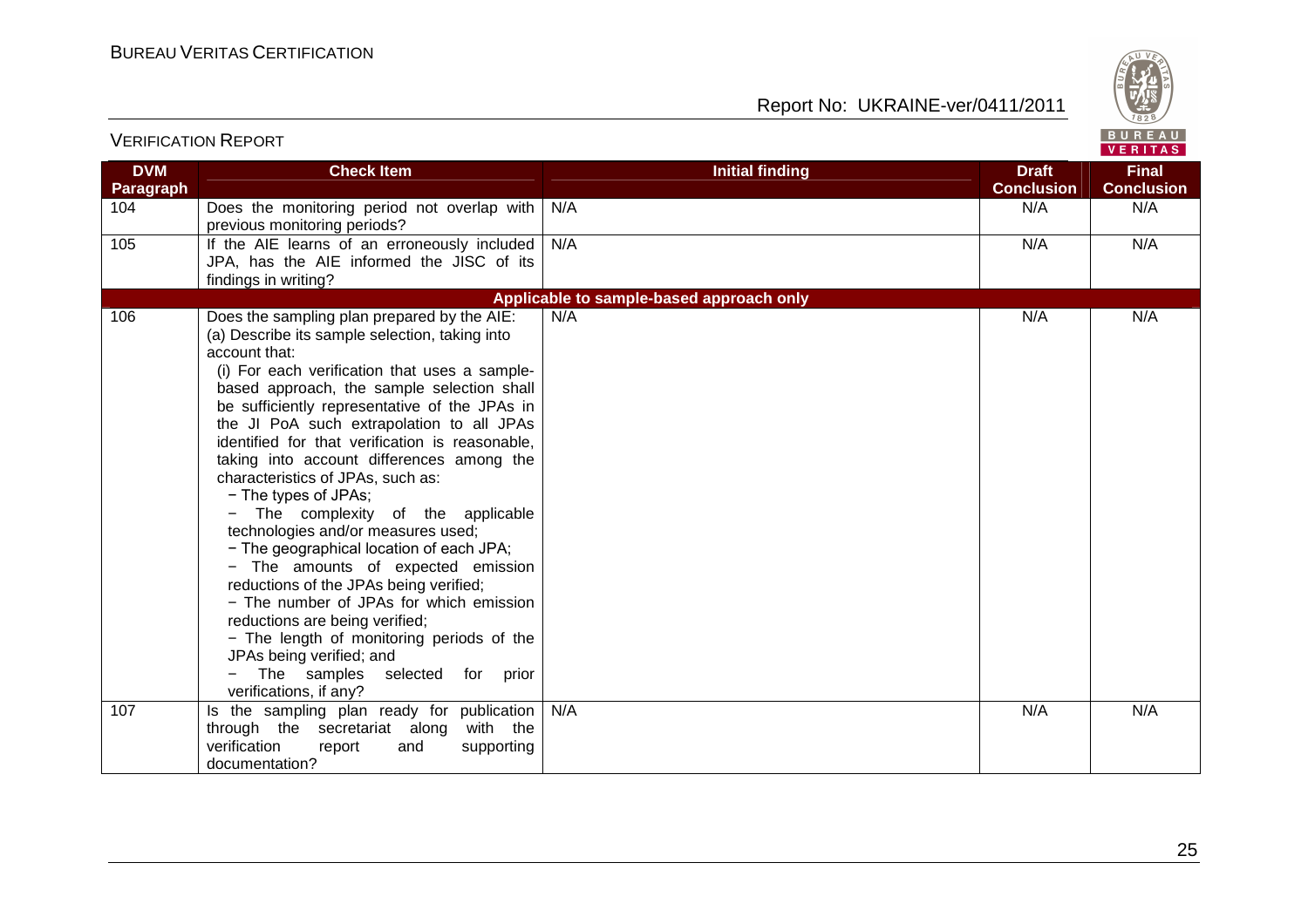| DVM Paragraph | Check Item | Initial finding | Draft Conclusion | Final Conclusion |
|---|---|---|---|---|
| 104 | Does the monitoring period not overlap with previous monitoring periods? | N/A | N/A | N/A |
| 105 | If the AIE learns of an erroneously included JPA, has the AIE informed the JISC of its findings in writing? | N/A | N/A | N/A |
| | | **Applicable to sample-based approach only** | | |
| 106 | Does the sampling plan prepared by the AIE:<br>(a) Describe its sample selection, taking into account that:<br>(i) For each verification that uses a sample-based approach, the sample selection shall be sufficiently representative of the JPAs in the JI PoA such extrapolation to all JPAs identified for that verification is reasonable, taking into account differences among the characteristics of JPAs, such as:<br>− The types of JPAs;<br>− The complexity of the applicable technologies and/or measures used;<br>− The geographical location of each JPA;<br>− The amounts of expected emission reductions of the JPAs being verified;<br>− The number of JPAs for which emission reductions are being verified;<br>− The length of monitoring periods of the JPAs being verified; and<br>− The samples selected for prior verifications, if any? | N/A | N/A | N/A |
| 107 | Is the sampling plan ready for publication through the secretariat along with the verification report and supporting documentation? | N/A | N/A | N/A |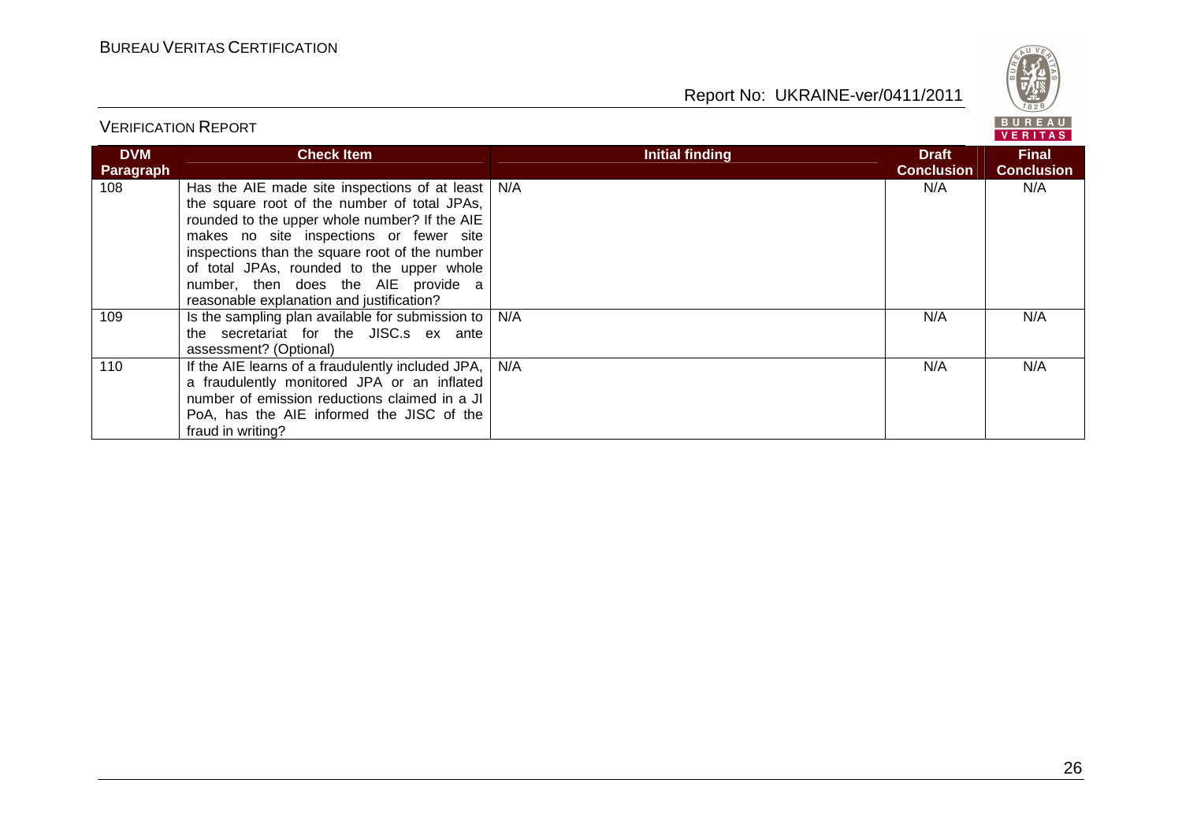| DVM Paragraph | Check Item | Initial finding | Draft Conclusion | Final Conclusion |
|---|---|---|---|---|
| 108 | Has the AIE made site inspections of at least the square root of the number of total JPAs, rounded to the upper whole number? If the AIE makes no site inspections or fewer site inspections than the square root of the number of total JPAs, rounded to the upper whole number, then does the AIE provide a reasonable explanation and justification? | N/A | N/A | N/A |
| 109 | Is the sampling plan available for submission to the secretariat for the JISC.s ex ante assessment? (Optional) | N/A | N/A | N/A |
| 110 | If the AIE learns of a fraudulently included JPA, a fraudulently monitored JPA or an inflated number of emission reductions claimed in a JI PoA, has the AIE informed the JISC of the fraud in writing? | N/A | N/A | N/A |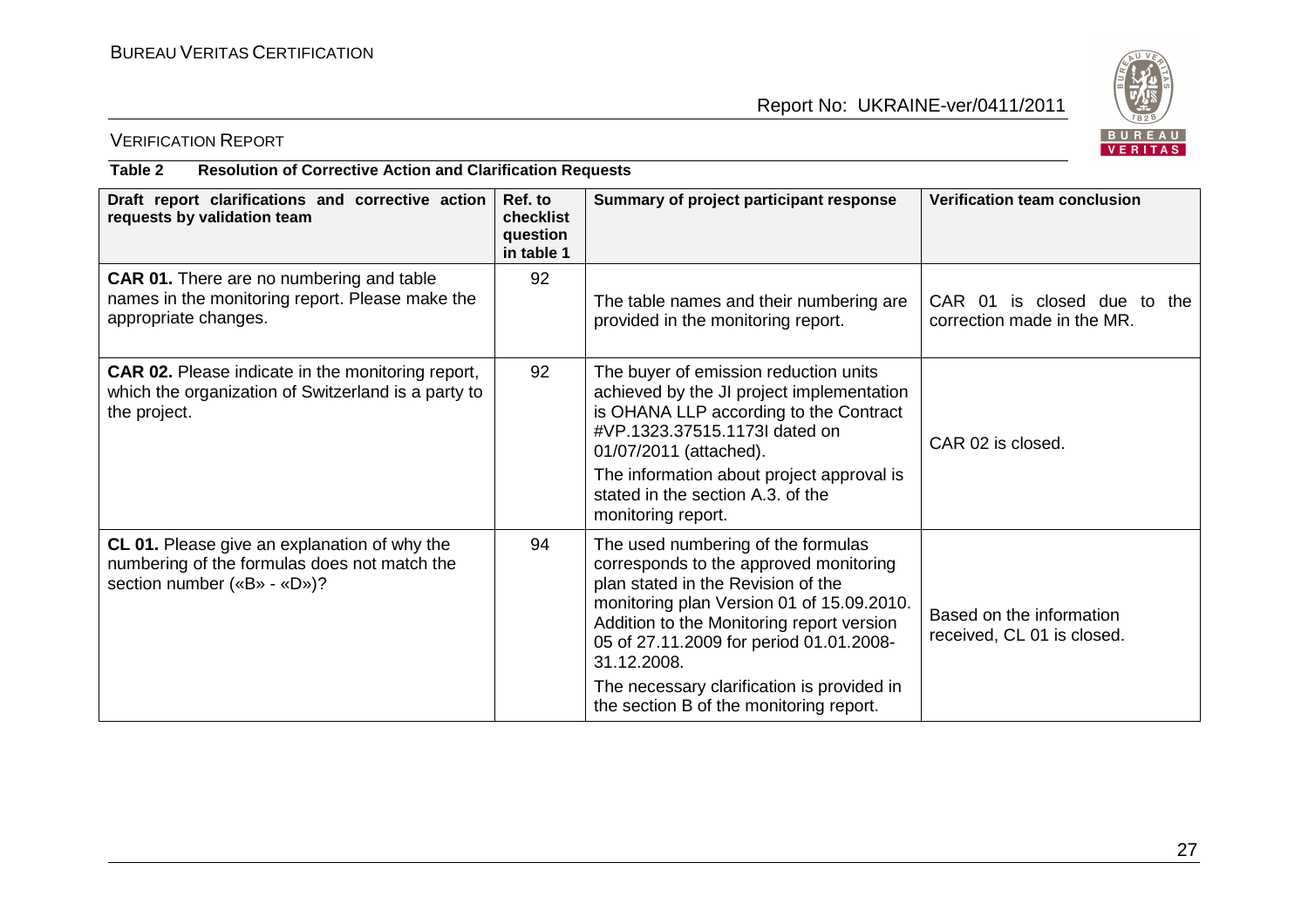**Table 2 Resolution of Corrective Action and Clarification Requests**

| Draft report clarifications and corrective action requests by validation team | Ref. to checklist question in table 1 | Summary of project participant response | Verification team conclusion |
|---|---|---|---|
| **CAR 01.** There are no numbering and table names in the monitoring report. Please make the appropriate changes. | 92 | The table names and their numbering are provided in the monitoring report. | CAR 01 is closed due to the correction made in the MR. |
| **CAR 02.** Please indicate in the monitoring report, which the organization of Switzerland is a party to the project. | 92 | The buyer of emission reduction units achieved by the JI project implementation is OHANA LLP according to the Contract #VP.1323.37515.1173I dated on 01/07/2011 (attached).<br>The information about project approval is stated in the section A.3. of the monitoring report. | CAR 02 is closed. |
| **CL 01.** Please give an explanation of why the numbering of the formulas does not match the section number («B» - «D»)? | 94 | The used numbering of the formulas corresponds to the approved monitoring plan stated in the Revision of the monitoring plan Version 01 of 15.09.2010. Addition to the Monitoring report version 05 of 27.11.2009 for period 01.01.2008-31.12.2008.<br>The necessary clarification is provided in the section B of the monitoring report. | Based on the information received, CL 01 is closed. |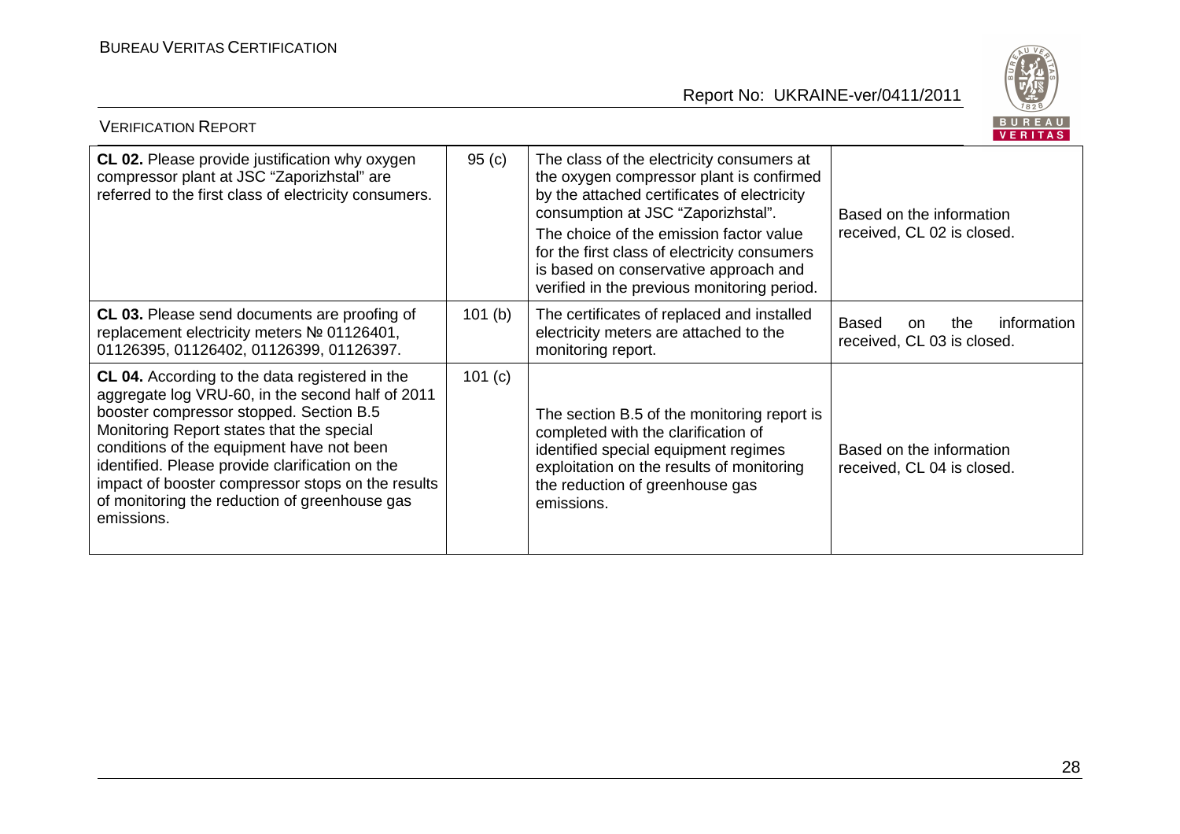| | | | |
|---|---|---|---|
| **CL 02.** Please provide justification why oxygen compressor plant at JSC "Zaporizhstal" are referred to the first class of electricity consumers. | 95 (c) | The class of the electricity consumers at the oxygen compressor plant is confirmed by the attached certificates of electricity consumption at JSC "Zaporizhstal". The choice of the emission factor value for the first class of electricity consumers is based on conservative approach and verified in the previous monitoring period. | Based on the information received, CL 02 is closed. |
| **CL 03.** Please send documents are proofing of replacement electricity meters № 01126401, 01126395, 01126402, 01126399, 01126397. | 101 (b) | The certificates of replaced and installed electricity meters are attached to the monitoring report. | Based on the information received, CL 03 is closed. |
| **CL 04.** According to the data registered in the aggregate log VRU-60, in the second half of 2011 booster compressor stopped. Section B.5 Monitoring Report states that the special conditions of the equipment have not been identified. Please provide clarification on the impact of booster compressor stops on the results of monitoring the reduction of greenhouse gas emissions. | 101 (c) | The section B.5 of the monitoring report is completed with the clarification of identified special equipment regimes exploitation on the results of monitoring the reduction of greenhouse gas emissions. | Based on the information received, CL 04 is closed. |